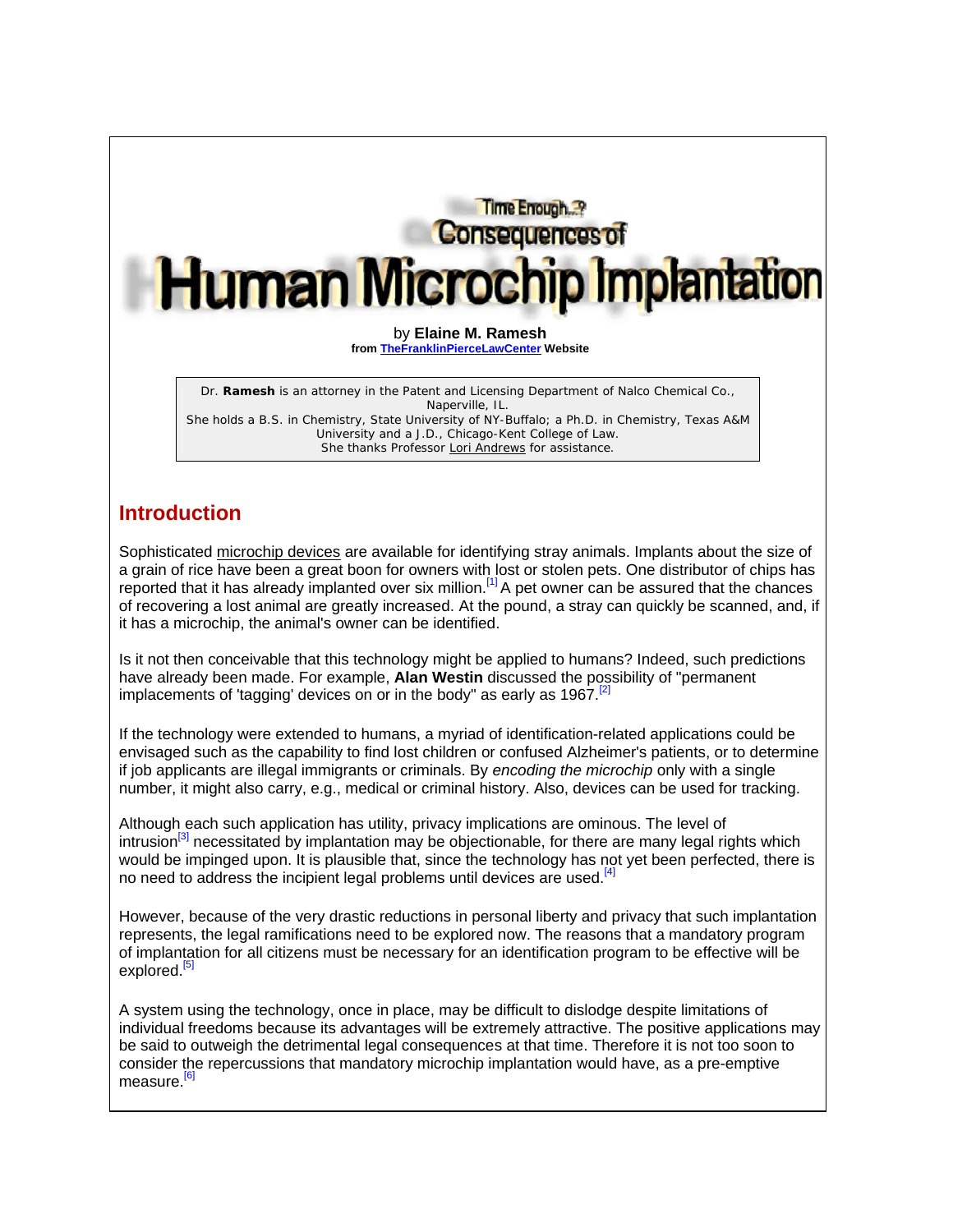# Time Enough...? Consequences of Human Microchip Implantation

by **Elaine M. Ramesh**
from **TheFranklinPierceLawCenter Website**

Dr. **Ramesh** is an attorney in the Patent and Licensing Department of Nalco Chemical Co., Naperville, IL.
She holds a B.S. in Chemistry, State University of NY-Buffalo; a Ph.D. in Chemistry, Texas A&M University and a J.D., Chicago-Kent College of Law.
She thanks Professor Lori Andrews for assistance.

## Introduction

Sophisticated microchip devices are available for identifying stray animals. Implants about the size of a grain of rice have been a great boon for owners with lost or stolen pets. One distributor of chips has reported that it has already implanted over six million.[1] A pet owner can be assured that the chances of recovering a lost animal are greatly increased. At the pound, a stray can quickly be scanned, and, if it has a microchip, the animal's owner can be identified.

Is it not then conceivable that this technology might be applied to humans? Indeed, such predictions have already been made. For example, **Alan Westin** discussed the possibility of "permanent implacements of 'tagging' devices on or in the body" as early as 1967.[2]

If the technology were extended to humans, a myriad of identification-related applications could be envisaged such as the capability to find lost children or confused Alzheimer's patients, or to determine if job applicants are illegal immigrants or criminals. By *encoding the microchip* only with a single number, it might also carry, e.g., medical or criminal history. Also, devices can be used for tracking.

Although each such application has utility, privacy implications are ominous. The level of intrusion[3] necessitated by implantation may be objectionable, for there are many legal rights which would be impinged upon. It is plausible that, since the technology has not yet been perfected, there is no need to address the incipient legal problems until devices are used.[4]

However, because of the very drastic reductions in personal liberty and privacy that such implantation represents, the legal ramifications need to be explored now. The reasons that a mandatory program of implantation for all citizens must be necessary for an identification program to be effective will be explored.[5]

A system using the technology, once in place, may be difficult to dislodge despite limitations of individual freedoms because its advantages will be extremely attractive. The positive applications may be said to outweigh the detrimental legal consequences at that time. Therefore it is not too soon to consider the repercussions that mandatory microchip implantation would have, as a pre-emptive measure.[6]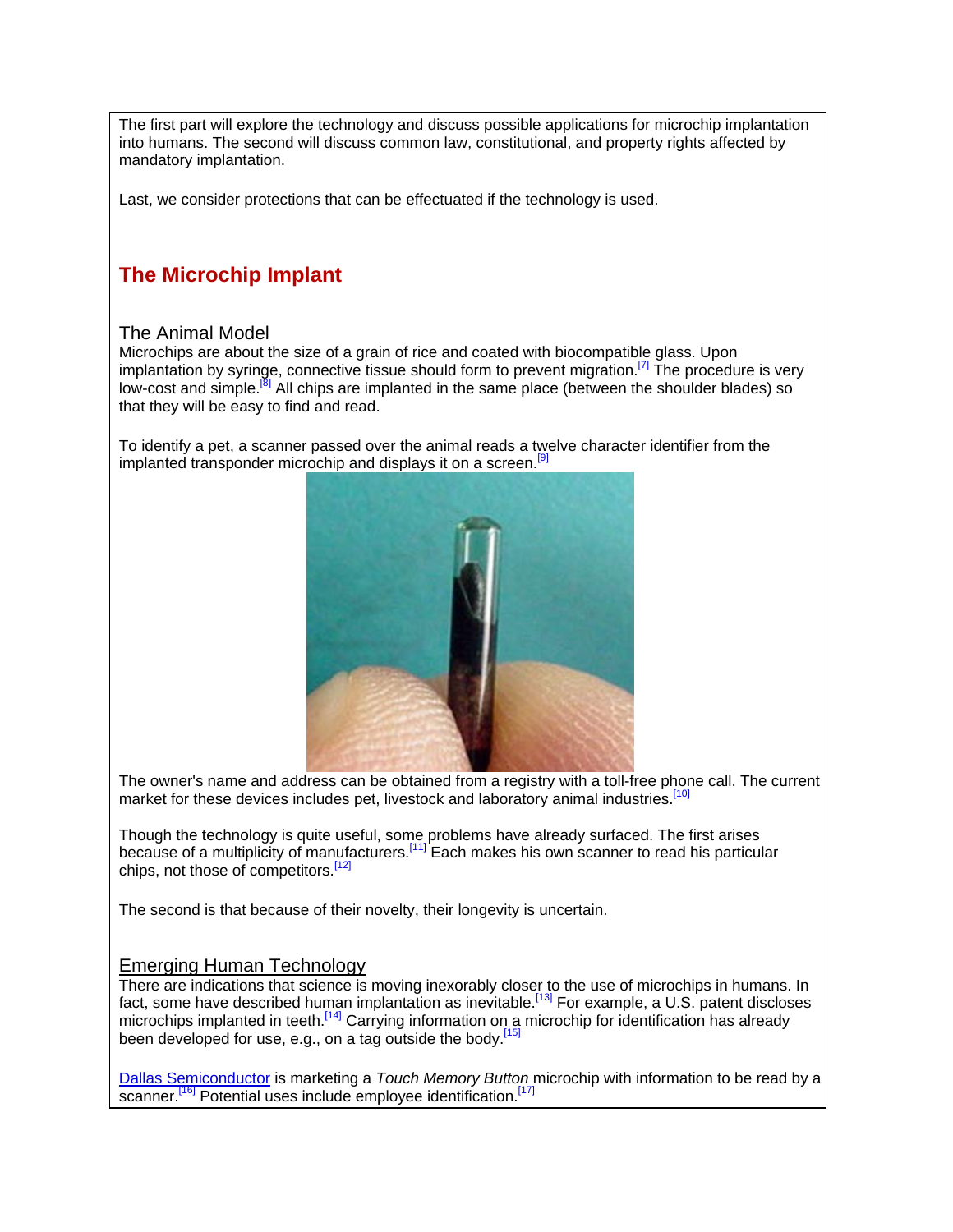The first part will explore the technology and discuss possible applications for microchip implantation into humans. The second will discuss common law, constitutional, and property rights affected by mandatory implantation.

Last, we consider protections that can be effectuated if the technology is used.

## The Microchip Implant

### The Animal Model

Microchips are about the size of a grain of rice and coated with biocompatible glass. Upon implantation by syringe, connective tissue should form to prevent migration.[7] The procedure is very low-cost and simple.[8] All chips are implanted in the same place (between the shoulder blades) so that they will be easy to find and read.

To identify a pet, a scanner passed over the animal reads a twelve character identifier from the implanted transponder microchip and displays it on a screen.[9]

The owner's name and address can be obtained from a registry with a toll-free phone call. The current market for these devices includes pet, livestock and laboratory animal industries.[10]

Though the technology is quite useful, some problems have already surfaced. The first arises because of a multiplicity of manufacturers.[11] Each makes his own scanner to read his particular chips, not those of competitors.[12]

The second is that because of their novelty, their longevity is uncertain.

### Emerging Human Technology

There are indications that science is moving inexorably closer to the use of microchips in humans. In fact, some have described human implantation as inevitable.[13] For example, a U.S. patent discloses microchips implanted in teeth.[14] Carrying information on a microchip for identification has already been developed for use, e.g., on a tag outside the body.[15]

Dallas Semiconductor is marketing a *Touch Memory Button* microchip with information to be read by a scanner.[16] Potential uses include employee identification.[17]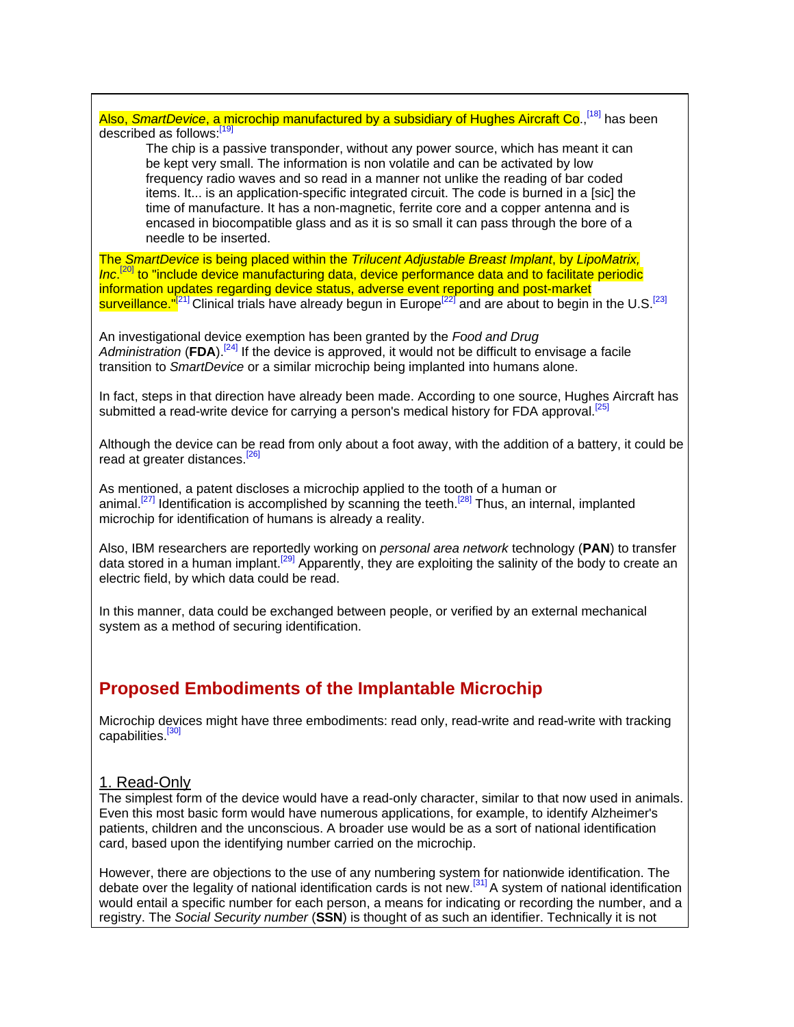Also, *SmartDevice*, a microchip manufactured by a subsidiary of Hughes Aircraft Co.,[18] has been described as follows:[19]

> The chip is a passive transponder, without any power source, which has meant it can be kept very small. The information is non volatile and can be activated by low frequency radio waves and so read in a manner not unlike the reading of bar coded items. It... is an application-specific integrated circuit. The code is burned in a [sic] the time of manufacture. It has a non-magnetic, ferrite core and a copper antenna and is encased in biocompatible glass and as it is so small it can pass through the bore of a needle to be inserted.

The *SmartDevice* is being placed within the *Trilucent Adjustable Breast Implant*, by *LipoMatrix, Inc*.[20] to "include device manufacturing data, device performance data and to facilitate periodic information updates regarding device status, adverse event reporting and post-market surveillance."[21] Clinical trials have already begun in Europe[22] and are about to begin in the U.S.[23]

An investigational device exemption has been granted by the *Food and Drug Administration* (**FDA**).[24] If the device is approved, it would not be difficult to envisage a facile transition to *SmartDevice* or a similar microchip being implanted into humans alone.

In fact, steps in that direction have already been made. According to one source, Hughes Aircraft has submitted a read-write device for carrying a person's medical history for FDA approval.[25]

Although the device can be read from only about a foot away, with the addition of a battery, it could be read at greater distances.[26]

As mentioned, a patent discloses a microchip applied to the tooth of a human or animal.[27] Identification is accomplished by scanning the teeth.[28] Thus, an internal, implanted microchip for identification of humans is already a reality.

Also, IBM researchers are reportedly working on *personal area network* technology (**PAN**) to transfer data stored in a human implant.[29] Apparently, they are exploiting the salinity of the body to create an electric field, by which data could be read.

In this manner, data could be exchanged between people, or verified by an external mechanical system as a method of securing identification.

## Proposed Embodiments of the Implantable Microchip

Microchip devices might have three embodiments: read only, read-write and read-write with tracking capabilities.[30]

### 1. Read-Only

The simplest form of the device would have a read-only character, similar to that now used in animals. Even this most basic form would have numerous applications, for example, to identify Alzheimer's patients, children and the unconscious. A broader use would be as a sort of national identification card, based upon the identifying number carried on the microchip.

However, there are objections to the use of any numbering system for nationwide identification. The debate over the legality of national identification cards is not new.[31] A system of national identification would entail a specific number for each person, a means for indicating or recording the number, and a registry. The *Social Security number* (**SSN**) is thought of as such an identifier. Technically it is not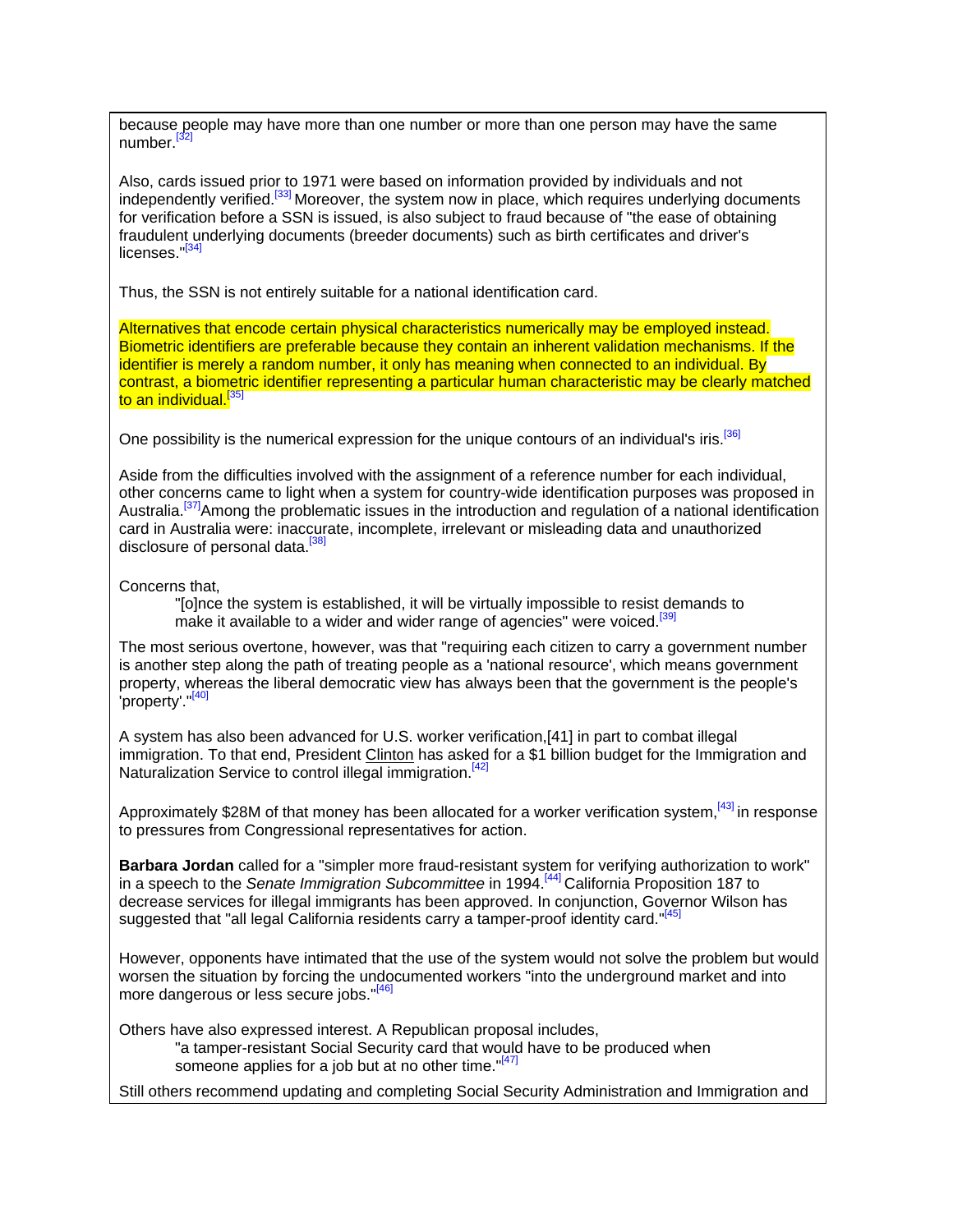because people may have more than one number or more than one person may have the same number.[32]

Also, cards issued prior to 1971 were based on information provided by individuals and not independently verified.[33] Moreover, the system now in place, which requires underlying documents for verification before a SSN is issued, is also subject to fraud because of "the ease of obtaining fraudulent underlying documents (breeder documents) such as birth certificates and driver's licenses."[34]

Thus, the SSN is not entirely suitable for a national identification card.

Alternatives that encode certain physical characteristics numerically may be employed instead. Biometric identifiers are preferable because they contain an inherent validation mechanisms. If the identifier is merely a random number, it only has meaning when connected to an individual. By contrast, a biometric identifier representing a particular human characteristic may be clearly matched to an individual.[35]

One possibility is the numerical expression for the unique contours of an individual's iris.[36]

Aside from the difficulties involved with the assignment of a reference number for each individual, other concerns came to light when a system for country-wide identification purposes was proposed in Australia.[37] Among the problematic issues in the introduction and regulation of a national identification card in Australia were: inaccurate, incomplete, irrelevant or misleading data and unauthorized disclosure of personal data.[38]

Concerns that,

> "[o]nce the system is established, it will be virtually impossible to resist demands to make it available to a wider and wider range of agencies" were voiced.[39]

The most serious overtone, however, was that "requiring each citizen to carry a government number is another step along the path of treating people as a 'national resource', which means government property, whereas the liberal democratic view has always been that the government is the people's 'property'."[40]

A system has also been advanced for U.S. worker verification,[41] in part to combat illegal immigration. To that end, President Clinton has asked for a $1 billion budget for the Immigration and Naturalization Service to control illegal immigration.[42]

Approximately $28M of that money has been allocated for a worker verification system,[43] in response to pressures from Congressional representatives for action.

**Barbara Jordan** called for a "simpler more fraud-resistant system for verifying authorization to work" in a speech to the *Senate Immigration Subcommittee* in 1994.[44] California Proposition 187 to decrease services for illegal immigrants has been approved. In conjunction, Governor Wilson has suggested that "all legal California residents carry a tamper-proof identity card."[45]

However, opponents have intimated that the use of the system would not solve the problem but would worsen the situation by forcing the undocumented workers "into the underground market and into more dangerous or less secure jobs."[46]

Others have also expressed interest. A Republican proposal includes,

> "a tamper-resistant Social Security card that would have to be produced when someone applies for a job but at no other time."[47]

Still others recommend updating and completing Social Security Administration and Immigration and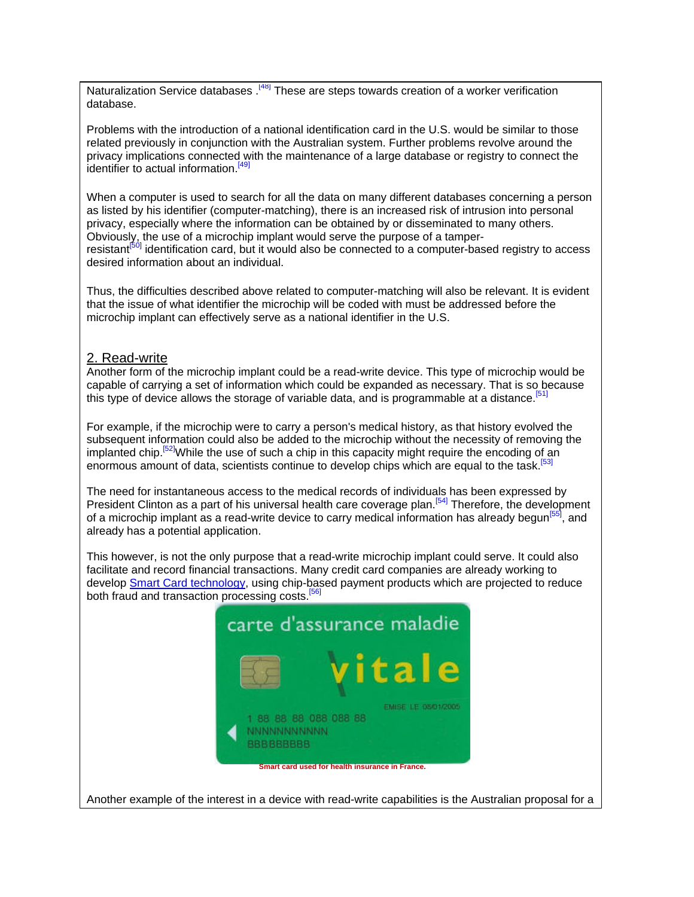Naturalization Service databases .[48] These are steps towards creation of a worker verification database.

Problems with the introduction of a national identification card in the U.S. would be similar to those related previously in conjunction with the Australian system. Further problems revolve around the privacy implications connected with the maintenance of a large database or registry to connect the identifier to actual information.[49]

When a computer is used to search for all the data on many different databases concerning a person as listed by his identifier (computer-matching), there is an increased risk of intrusion into personal privacy, especially where the information can be obtained by or disseminated to many others. Obviously, the use of a microchip implant would serve the purpose of a tamper-resistant[50] identification card, but it would also be connected to a computer-based registry to access desired information about an individual.

Thus, the difficulties described above related to computer-matching will also be relevant. It is evident that the issue of what identifier the microchip will be coded with must be addressed before the microchip implant can effectively serve as a national identifier in the U.S.

## 2. Read-write

Another form of the microchip implant could be a read-write device. This type of microchip would be capable of carrying a set of information which could be expanded as necessary. That is so because this type of device allows the storage of variable data, and is programmable at a distance.[51]

For example, if the microchip were to carry a person's medical history, as that history evolved the subsequent information could also be added to the microchip without the necessity of removing the implanted chip.[52]While the use of such a chip in this capacity might require the encoding of an enormous amount of data, scientists continue to develop chips which are equal to the task.[53]

The need for instantaneous access to the medical records of individuals has been expressed by President Clinton as a part of his universal health care coverage plan.[54] Therefore, the development of a microchip implant as a read-write device to carry medical information has already begun[55], and already has a potential application.

This however, is not the only purpose that a read-write microchip implant could serve. It could also facilitate and record financial transactions. Many credit card companies are already working to develop Smart Card technology, using chip-based payment products which are projected to reduce both fraud and transaction processing costs.[56]

Smart card used for health insurance in France.

Another example of the interest in a device with read-write capabilities is the Australian proposal for a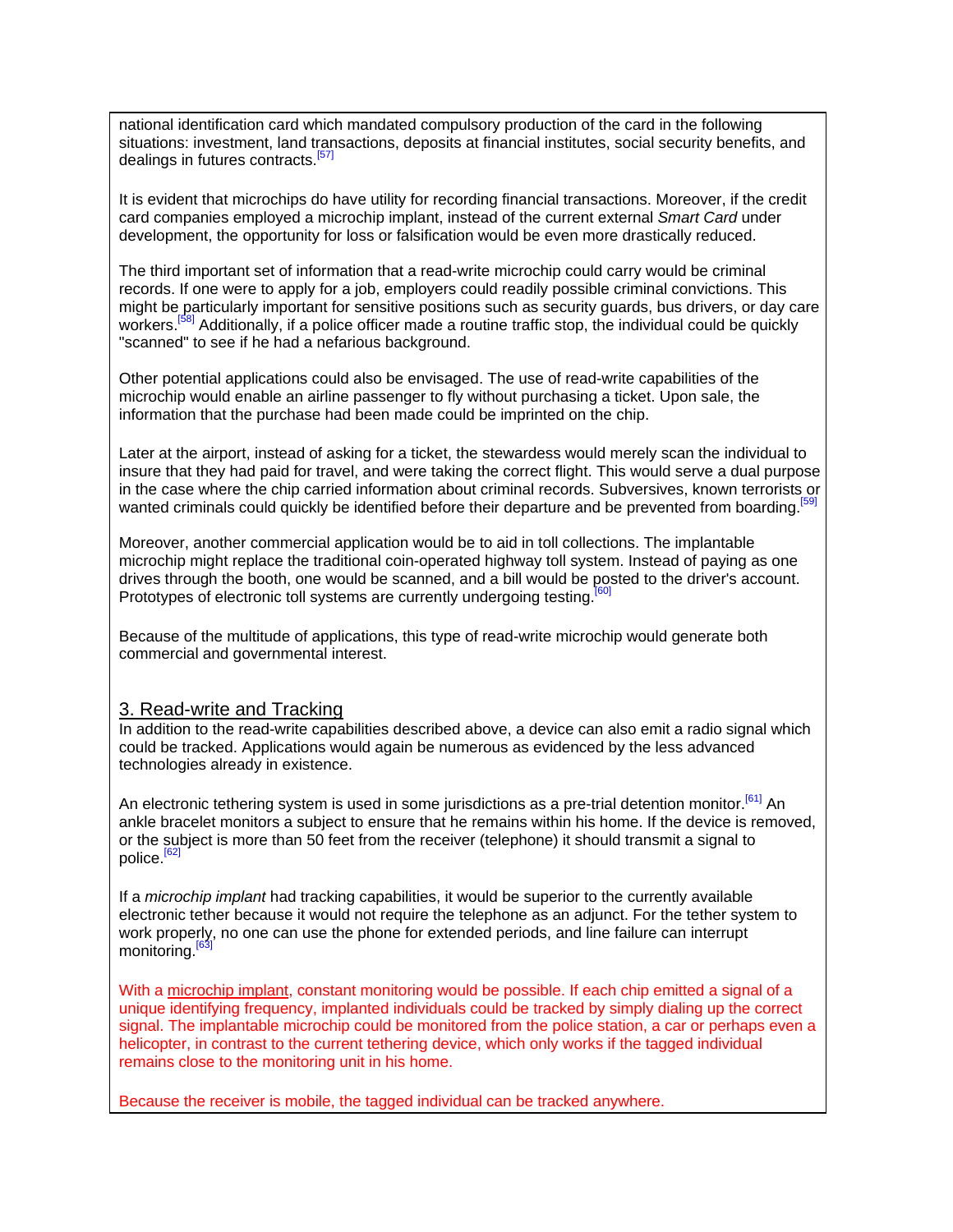national identification card which mandated compulsory production of the card in the following situations: investment, land transactions, deposits at financial institutes, social security benefits, and dealings in futures contracts.[57]

It is evident that microchips do have utility for recording financial transactions. Moreover, if the credit card companies employed a microchip implant, instead of the current external *Smart Card* under development, the opportunity for loss or falsification would be even more drastically reduced.

The third important set of information that a read-write microchip could carry would be criminal records. If one were to apply for a job, employers could readily possible criminal convictions. This might be particularly important for sensitive positions such as security guards, bus drivers, or day care workers.[58] Additionally, if a police officer made a routine traffic stop, the individual could be quickly "scanned" to see if he had a nefarious background.

Other potential applications could also be envisaged. The use of read-write capabilities of the microchip would enable an airline passenger to fly without purchasing a ticket. Upon sale, the information that the purchase had been made could be imprinted on the chip.

Later at the airport, instead of asking for a ticket, the stewardess would merely scan the individual to insure that they had paid for travel, and were taking the correct flight. This would serve a dual purpose in the case where the chip carried information about criminal records. Subversives, known terrorists or wanted criminals could quickly be identified before their departure and be prevented from boarding.[59]

Moreover, another commercial application would be to aid in toll collections. The implantable microchip might replace the traditional coin-operated highway toll system. Instead of paying as one drives through the booth, one would be scanned, and a bill would be posted to the driver's account. Prototypes of electronic toll systems are currently undergoing testing.[60]

Because of the multitude of applications, this type of read-write microchip would generate both commercial and governmental interest.

## 3. Read-write and Tracking

In addition to the read-write capabilities described above, a device can also emit a radio signal which could be tracked. Applications would again be numerous as evidenced by the less advanced technologies already in existence.

An electronic tethering system is used in some jurisdictions as a pre-trial detention monitor.[61] An ankle bracelet monitors a subject to ensure that he remains within his home. If the device is removed, or the subject is more than 50 feet from the receiver (telephone) it should transmit a signal to police.[62]

If a *microchip implant* had tracking capabilities, it would be superior to the currently available electronic tether because it would not require the telephone as an adjunct. For the tether system to work properly, no one can use the phone for extended periods, and line failure can interrupt monitoring.[63]

With a microchip implant, constant monitoring would be possible. If each chip emitted a signal of a unique identifying frequency, implanted individuals could be tracked by simply dialing up the correct signal. The implantable microchip could be monitored from the police station, a car or perhaps even a helicopter, in contrast to the current tethering device, which only works if the tagged individual remains close to the monitoring unit in his home.

Because the receiver is mobile, the tagged individual can be tracked anywhere.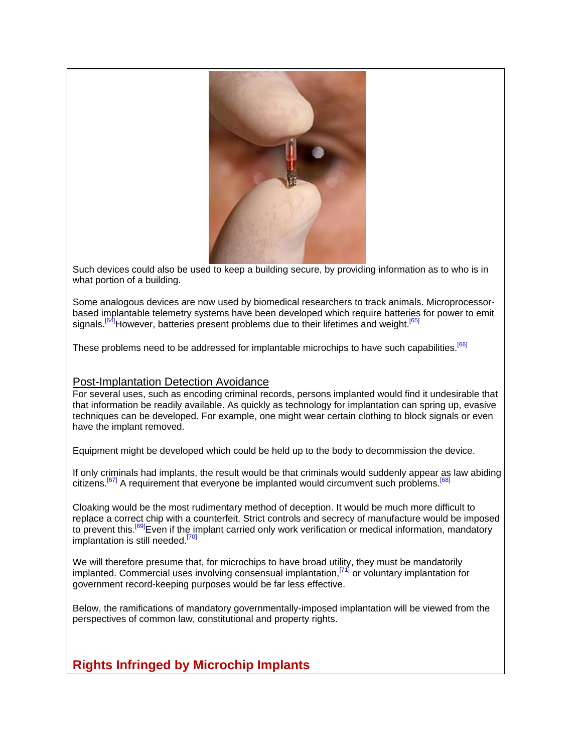Such devices could also be used to keep a building secure, by providing information as to who is in what portion of a building.

Some analogous devices are now used by biomedical researchers to track animals. Microprocessor-based implantable telemetry systems have been developed which require batteries for power to emit signals.[64]However, batteries present problems due to their lifetimes and weight.[65]

These problems need to be addressed for implantable microchips to have such capabilities.[66]

### Post-Implantation Detection Avoidance

For several uses, such as encoding criminal records, persons implanted would find it undesirable that that information be readily available. As quickly as technology for implantation can spring up, evasive techniques can be developed. For example, one might wear certain clothing to block signals or even have the implant removed.

Equipment might be developed which could be held up to the body to decommission the device.

If only criminals had implants, the result would be that criminals would suddenly appear as law abiding citizens.[67] A requirement that everyone be implanted would circumvent such problems.[68]

Cloaking would be the most rudimentary method of deception. It would be much more difficult to replace a correct chip with a counterfeit. Strict controls and secrecy of manufacture would be imposed to prevent this.[69]Even if the implant carried only work verification or medical information, mandatory implantation is still needed.[70]

We will therefore presume that, for microchips to have broad utility, they must be mandatorily implanted. Commercial uses involving consensual implantation,[71] or voluntary implantation for government record-keeping purposes would be far less effective.

Below, the ramifications of mandatory governmentally-imposed implantation will be viewed from the perspectives of common law, constitutional and property rights.

## Rights Infringed by Microchip Implants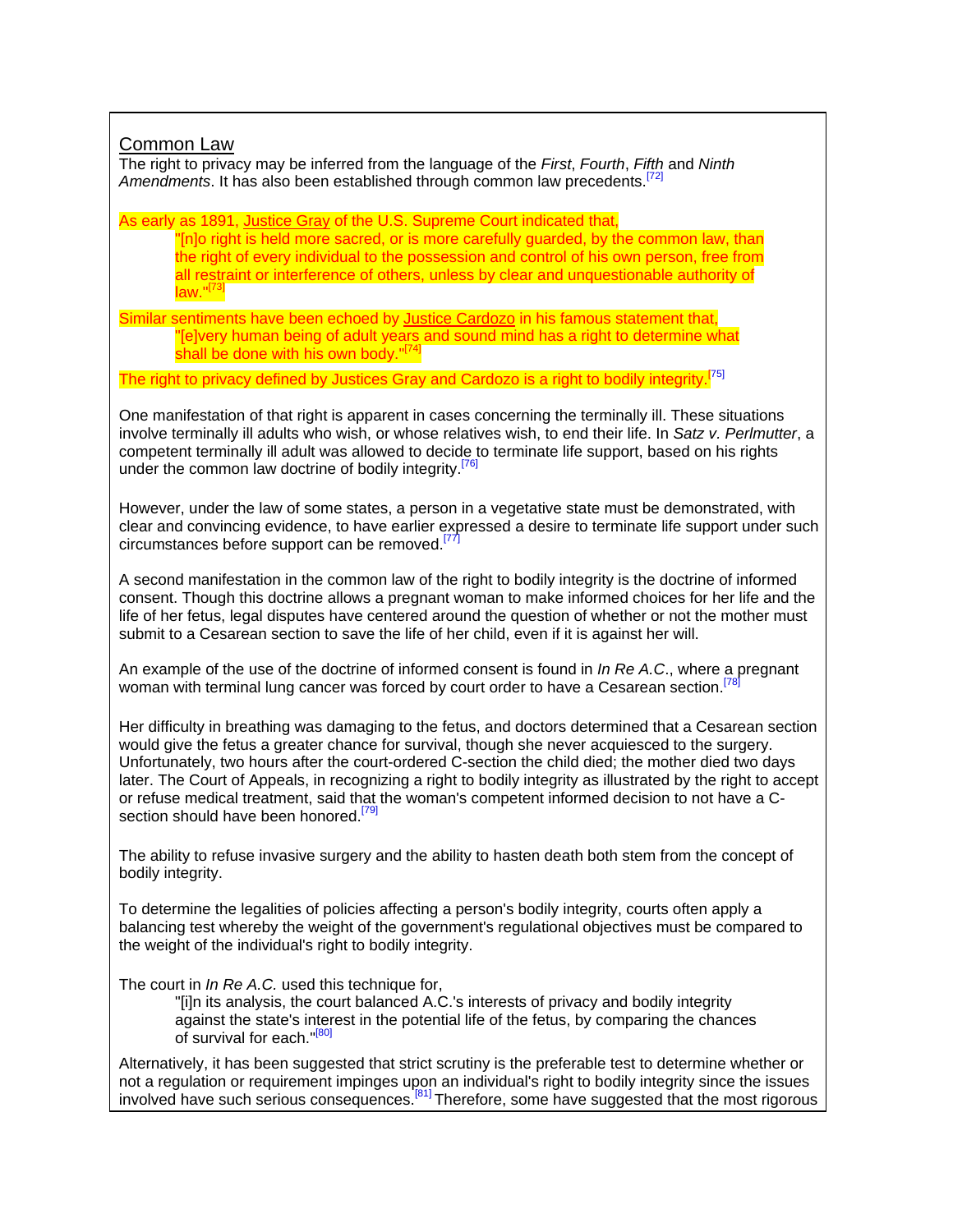## Common Law

The right to privacy may be inferred from the language of the *First*, *Fourth*, *Fifth* and *Ninth Amendments*. It has also been established through common law precedents.[72]

As early as 1891, Justice Gray of the U.S. Supreme Court indicated that,

> "[n]o right is held more sacred, or is more carefully guarded, by the common law, than the right of every individual to the possession and control of his own person, free from all restraint or interference of others, unless by clear and unquestionable authority of law."[73]

Similar sentiments have been echoed by Justice Cardozo in his famous statement that,

> "[e]very human being of adult years and sound mind has a right to determine what shall be done with his own body."[74]

The right to privacy defined by Justices Gray and Cardozo is a right to bodily integrity.[75]

One manifestation of that right is apparent in cases concerning the terminally ill. These situations involve terminally ill adults who wish, or whose relatives wish, to end their life. In *Satz v. Perlmutter*, a competent terminally ill adult was allowed to decide to terminate life support, based on his rights under the common law doctrine of bodily integrity.[76]

However, under the law of some states, a person in a vegetative state must be demonstrated, with clear and convincing evidence, to have earlier expressed a desire to terminate life support under such circumstances before support can be removed.[77]

A second manifestation in the common law of the right to bodily integrity is the doctrine of informed consent. Though this doctrine allows a pregnant woman to make informed choices for her life and the life of her fetus, legal disputes have centered around the question of whether or not the mother must submit to a Cesarean section to save the life of her child, even if it is against her will.

An example of the use of the doctrine of informed consent is found in *In Re A.C*., where a pregnant woman with terminal lung cancer was forced by court order to have a Cesarean section.[78]

Her difficulty in breathing was damaging to the fetus, and doctors determined that a Cesarean section would give the fetus a greater chance for survival, though she never acquiesced to the surgery. Unfortunately, two hours after the court-ordered C-section the child died; the mother died two days later. The Court of Appeals, in recognizing a right to bodily integrity as illustrated by the right to accept or refuse medical treatment, said that the woman's competent informed decision to not have a C-section should have been honored.[79]

The ability to refuse invasive surgery and the ability to hasten death both stem from the concept of bodily integrity.

To determine the legalities of policies affecting a person's bodily integrity, courts often apply a balancing test whereby the weight of the government's regulational objectives must be compared to the weight of the individual's right to bodily integrity.

The court in *In Re A.C.* used this technique for,

> "[i]n its analysis, the court balanced A.C.'s interests of privacy and bodily integrity against the state's interest in the potential life of the fetus, by comparing the chances of survival for each."[80]

Alternatively, it has been suggested that strict scrutiny is the preferable test to determine whether or not a regulation or requirement impinges upon an individual's right to bodily integrity since the issues involved have such serious consequences.[81] Therefore, some have suggested that the most rigorous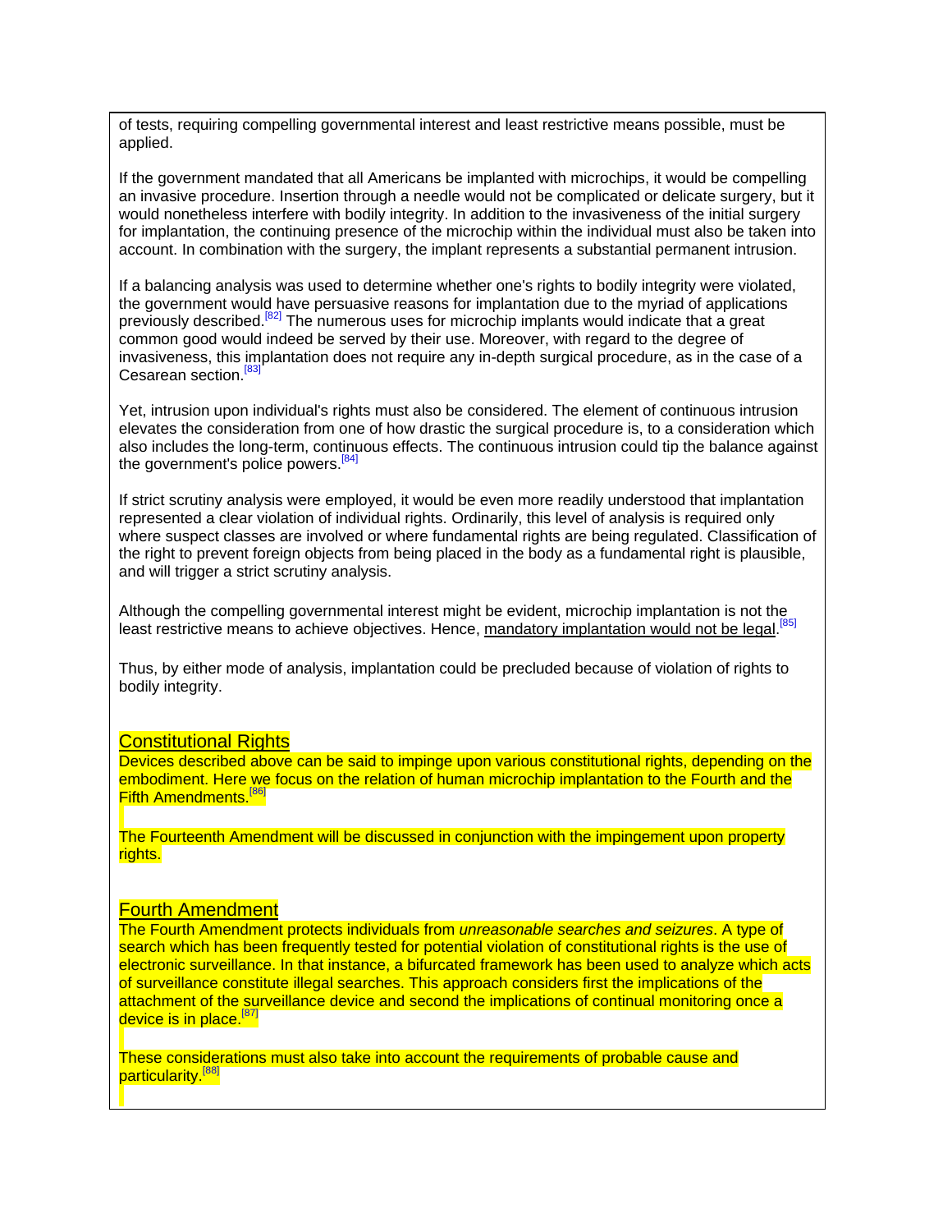of tests, requiring compelling governmental interest and least restrictive means possible, must be applied.

If the government mandated that all Americans be implanted with microchips, it would be compelling an invasive procedure. Insertion through a needle would not be complicated or delicate surgery, but it would nonetheless interfere with bodily integrity. In addition to the invasiveness of the initial surgery for implantation, the continuing presence of the microchip within the individual must also be taken into account. In combination with the surgery, the implant represents a substantial permanent intrusion.

If a balancing analysis was used to determine whether one's rights to bodily integrity were violated, the government would have persuasive reasons for implantation due to the myriad of applications previously described.[82] The numerous uses for microchip implants would indicate that a great common good would indeed be served by their use. Moreover, with regard to the degree of invasiveness, this implantation does not require any in-depth surgical procedure, as in the case of a Cesarean section.[83]

Yet, intrusion upon individual's rights must also be considered. The element of continuous intrusion elevates the consideration from one of how drastic the surgical procedure is, to a consideration which also includes the long-term, continuous effects. The continuous intrusion could tip the balance against the government's police powers.[84]

If strict scrutiny analysis were employed, it would be even more readily understood that implantation represented a clear violation of individual rights. Ordinarily, this level of analysis is required only where suspect classes are involved or where fundamental rights are being regulated. Classification of the right to prevent foreign objects from being placed in the body as a fundamental right is plausible, and will trigger a strict scrutiny analysis.

Although the compelling governmental interest might be evident, microchip implantation is not the least restrictive means to achieve objectives. Hence, mandatory implantation would not be legal.[85]

Thus, by either mode of analysis, implantation could be precluded because of violation of rights to bodily integrity.

## Constitutional Rights

Devices described above can be said to impinge upon various constitutional rights, depending on the embodiment. Here we focus on the relation of human microchip implantation to the Fourth and the Fifth Amendments.[86]

The Fourteenth Amendment will be discussed in conjunction with the impingement upon property rights.

### Fourth Amendment

The Fourth Amendment protects individuals from *unreasonable searches and seizures*. A type of search which has been frequently tested for potential violation of constitutional rights is the use of electronic surveillance. In that instance, a bifurcated framework has been used to analyze which acts of surveillance constitute illegal searches. This approach considers first the implications of the attachment of the surveillance device and second the implications of continual monitoring once a device is in place.[87]

These considerations must also take into account the requirements of probable cause and particularity.[88]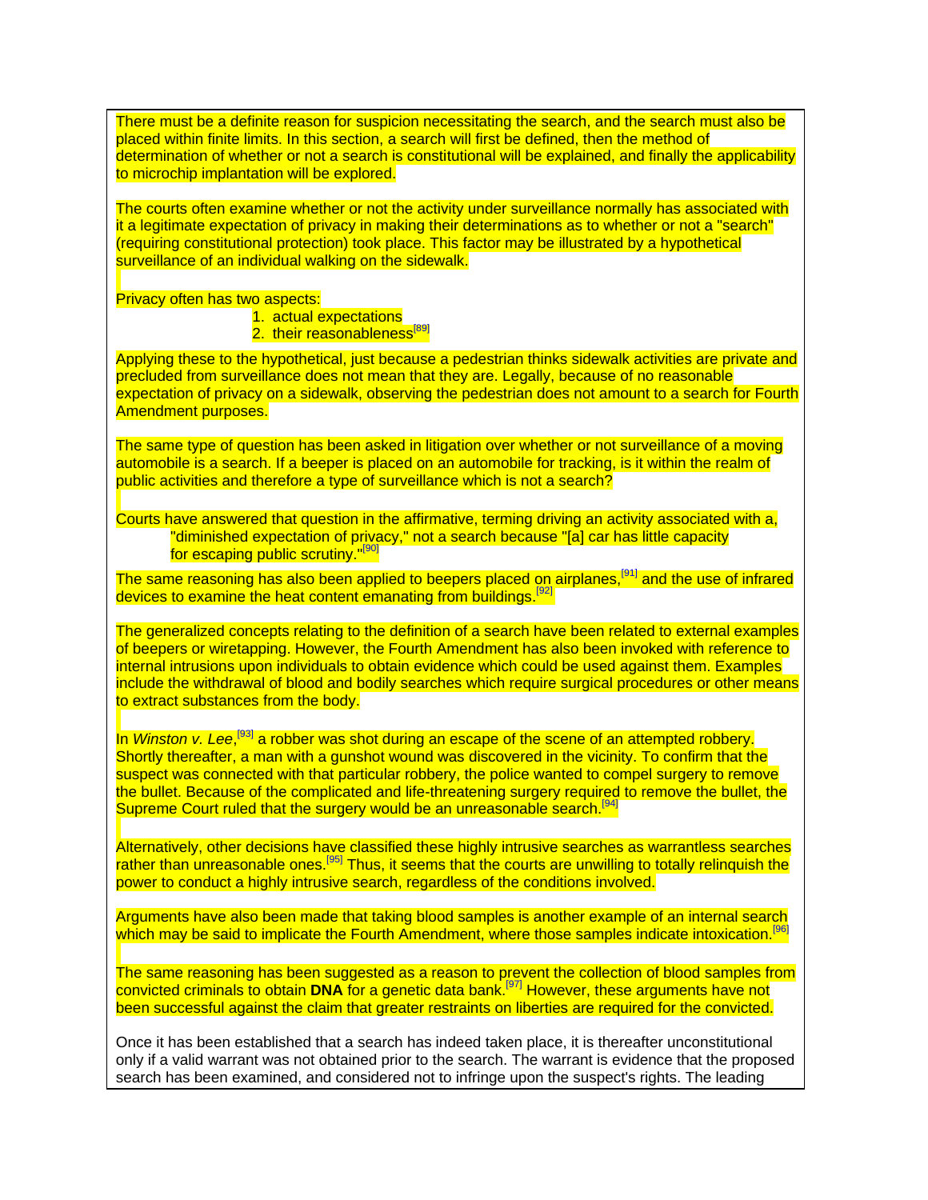There must be a definite reason for suspicion necessitating the search, and the search must also be placed within finite limits. In this section, a search will first be defined, then the method of determination of whether or not a search is constitutional will be explained, and finally the applicability to microchip implantation will be explored.

The courts often examine whether or not the activity under surveillance normally has associated with it a legitimate expectation of privacy in making their determinations as to whether or not a "search" (requiring constitutional protection) took place. This factor may be illustrated by a hypothetical surveillance of an individual walking on the sidewalk.

Privacy often has two aspects:

1. actual expectations
2. their reasonableness[89]

Applying these to the hypothetical, just because a pedestrian thinks sidewalk activities are private and precluded from surveillance does not mean that they are. Legally, because of no reasonable expectation of privacy on a sidewalk, observing the pedestrian does not amount to a search for Fourth Amendment purposes.

The same type of question has been asked in litigation over whether or not surveillance of a moving automobile is a search. If a beeper is placed on an automobile for tracking, is it within the realm of public activities and therefore a type of surveillance which is not a search?

Courts have answered that question in the affirmative, terming driving an activity associated with a,

> "diminished expectation of privacy," not a search because "[a] car has little capacity for escaping public scrutiny."[90]

The same reasoning has also been applied to beepers placed on airplanes,[91] and the use of infrared devices to examine the heat content emanating from buildings.[92]

The generalized concepts relating to the definition of a search have been related to external examples of beepers or wiretapping. However, the Fourth Amendment has also been invoked with reference to internal intrusions upon individuals to obtain evidence which could be used against them. Examples include the withdrawal of blood and bodily searches which require surgical procedures or other means to extract substances from the body.

In *Winston v. Lee*,[93] a robber was shot during an escape of the scene of an attempted robbery. Shortly thereafter, a man with a gunshot wound was discovered in the vicinity. To confirm that the suspect was connected with that particular robbery, the police wanted to compel surgery to remove the bullet. Because of the complicated and life-threatening surgery required to remove the bullet, the Supreme Court ruled that the surgery would be an unreasonable search.[94]

Alternatively, other decisions have classified these highly intrusive searches as warrantless searches rather than unreasonable ones.[95] Thus, it seems that the courts are unwilling to totally relinquish the power to conduct a highly intrusive search, regardless of the conditions involved.

Arguments have also been made that taking blood samples is another example of an internal search which may be said to implicate the Fourth Amendment, where those samples indicate intoxication.[96]

The same reasoning has been suggested as a reason to prevent the collection of blood samples from convicted criminals to obtain **DNA** for a genetic data bank.[97] However, these arguments have not been successful against the claim that greater restraints on liberties are required for the convicted.

Once it has been established that a search has indeed taken place, it is thereafter unconstitutional only if a valid warrant was not obtained prior to the search. The warrant is evidence that the proposed search has been examined, and considered not to infringe upon the suspect's rights. The leading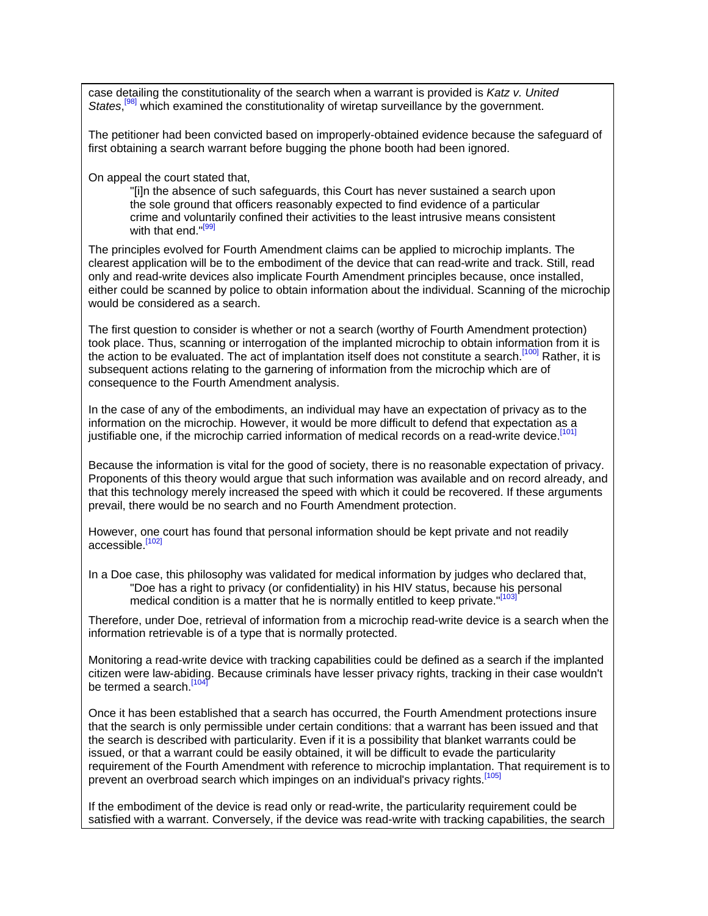case detailing the constitutionality of the search when a warrant is provided is *Katz v. United States*,[98] which examined the constitutionality of wiretap surveillance by the government.

The petitioner had been convicted based on improperly-obtained evidence because the safeguard of first obtaining a search warrant before bugging the phone booth had been ignored.

On appeal the court stated that,

> "[i]n the absence of such safeguards, this Court has never sustained a search upon the sole ground that officers reasonably expected to find evidence of a particular crime and voluntarily confined their activities to the least intrusive means consistent with that end."[99]

The principles evolved for Fourth Amendment claims can be applied to microchip implants. The clearest application will be to the embodiment of the device that can read-write and track. Still, read only and read-write devices also implicate Fourth Amendment principles because, once installed, either could be scanned by police to obtain information about the individual. Scanning of the microchip would be considered as a search.

The first question to consider is whether or not a search (worthy of Fourth Amendment protection) took place. Thus, scanning or interrogation of the implanted microchip to obtain information from it is the action to be evaluated. The act of implantation itself does not constitute a search.[100] Rather, it is subsequent actions relating to the garnering of information from the microchip which are of consequence to the Fourth Amendment analysis.

In the case of any of the embodiments, an individual may have an expectation of privacy as to the information on the microchip. However, it would be more difficult to defend that expectation as a justifiable one, if the microchip carried information of medical records on a read-write device.[101]

Because the information is vital for the good of society, there is no reasonable expectation of privacy. Proponents of this theory would argue that such information was available and on record already, and that this technology merely increased the speed with which it could be recovered. If these arguments prevail, there would be no search and no Fourth Amendment protection.

However, one court has found that personal information should be kept private and not readily accessible.[102]

In a Doe case, this philosophy was validated for medical information by judges who declared that,

> "Doe has a right to privacy (or confidentiality) in his HIV status, because his personal medical condition is a matter that he is normally entitled to keep private."[103]

Therefore, under Doe, retrieval of information from a microchip read-write device is a search when the information retrievable is of a type that is normally protected.

Monitoring a read-write device with tracking capabilities could be defined as a search if the implanted citizen were law-abiding. Because criminals have lesser privacy rights, tracking in their case wouldn't be termed a search.[104]

Once it has been established that a search has occurred, the Fourth Amendment protections insure that the search is only permissible under certain conditions: that a warrant has been issued and that the search is described with particularity. Even if it is a possibility that blanket warrants could be issued, or that a warrant could be easily obtained, it will be difficult to evade the particularity requirement of the Fourth Amendment with reference to microchip implantation. That requirement is to prevent an overbroad search which impinges on an individual's privacy rights.[105]

If the embodiment of the device is read only or read-write, the particularity requirement could be satisfied with a warrant. Conversely, if the device was read-write with tracking capabilities, the search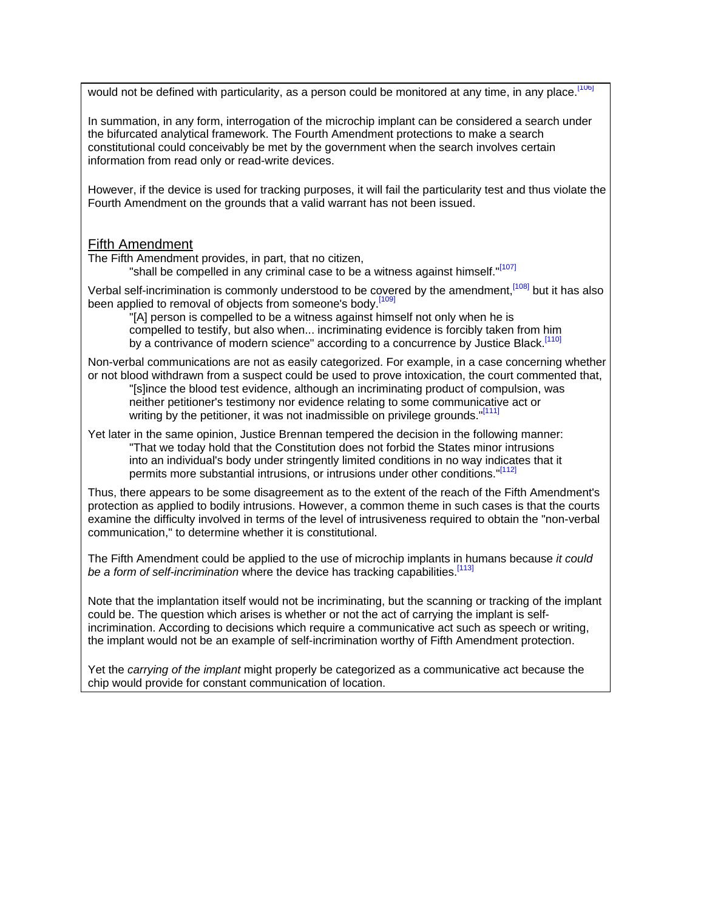would not be defined with particularity, as a person could be monitored at any time, in any place.[106]

In summation, in any form, interrogation of the microchip implant can be considered a search under the bifurcated analytical framework. The Fourth Amendment protections to make a search constitutional could conceivably be met by the government when the search involves certain information from read only or read-write devices.

However, if the device is used for tracking purposes, it will fail the particularity test and thus violate the Fourth Amendment on the grounds that a valid warrant has not been issued.

## Fifth Amendment

The Fifth Amendment provides, in part, that no citizen,

> "shall be compelled in any criminal case to be a witness against himself."[107]

Verbal self-incrimination is commonly understood to be covered by the amendment,[108] but it has also been applied to removal of objects from someone's body.[109]

> "[A] person is compelled to be a witness against himself not only when he is compelled to testify, but also when... incriminating evidence is forcibly taken from him by a contrivance of modern science" according to a concurrence by Justice Black.[110]

Non-verbal communications are not as easily categorized. For example, in a case concerning whether or not blood withdrawn from a suspect could be used to prove intoxication, the court commented that,

> "[s]ince the blood test evidence, although an incriminating product of compulsion, was neither petitioner's testimony nor evidence relating to some communicative act or writing by the petitioner, it was not inadmissible on privilege grounds."[111]

Yet later in the same opinion, Justice Brennan tempered the decision in the following manner:

> "That we today hold that the Constitution does not forbid the States minor intrusions into an individual's body under stringently limited conditions in no way indicates that it permits more substantial intrusions, or intrusions under other conditions."[112]

Thus, there appears to be some disagreement as to the extent of the reach of the Fifth Amendment's protection as applied to bodily intrusions. However, a common theme in such cases is that the courts examine the difficulty involved in terms of the level of intrusiveness required to obtain the "non-verbal communication," to determine whether it is constitutional.

The Fifth Amendment could be applied to the use of microchip implants in humans because *it could be a form of self-incrimination* where the device has tracking capabilities.[113]

Note that the implantation itself would not be incriminating, but the scanning or tracking of the implant could be. The question which arises is whether or not the act of carrying the implant is self-incrimination. According to decisions which require a communicative act such as speech or writing, the implant would not be an example of self-incrimination worthy of Fifth Amendment protection.

Yet the *carrying of the implant* might properly be categorized as a communicative act because the chip would provide for constant communication of location.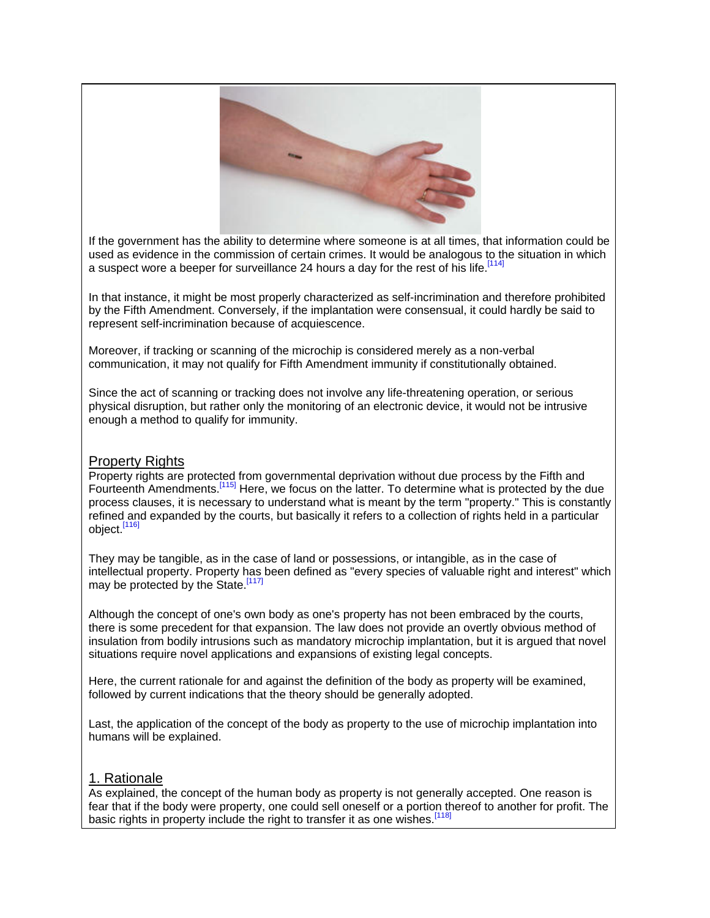If the government has the ability to determine where someone is at all times, that information could be used as evidence in the commission of certain crimes. It would be analogous to the situation in which a suspect wore a beeper for surveillance 24 hours a day for the rest of his life.[114]

In that instance, it might be most properly characterized as self-incrimination and therefore prohibited by the Fifth Amendment. Conversely, if the implantation were consensual, it could hardly be said to represent self-incrimination because of acquiescence.

Moreover, if tracking or scanning of the microchip is considered merely as a non-verbal communication, it may not qualify for Fifth Amendment immunity if constitutionally obtained.

Since the act of scanning or tracking does not involve any life-threatening operation, or serious physical disruption, but rather only the monitoring of an electronic device, it would not be intrusive enough a method to qualify for immunity.

## Property Rights

Property rights are protected from governmental deprivation without due process by the Fifth and Fourteenth Amendments.[115] Here, we focus on the latter. To determine what is protected by the due process clauses, it is necessary to understand what is meant by the term "property." This is constantly refined and expanded by the courts, but basically it refers to a collection of rights held in a particular object.[116]

They may be tangible, as in the case of land or possessions, or intangible, as in the case of intellectual property. Property has been defined as "every species of valuable right and interest" which may be protected by the State.[117]

Although the concept of one's own body as one's property has not been embraced by the courts, there is some precedent for that expansion. The law does not provide an overtly obvious method of insulation from bodily intrusions such as mandatory microchip implantation, but it is argued that novel situations require novel applications and expansions of existing legal concepts.

Here, the current rationale for and against the definition of the body as property will be examined, followed by current indications that the theory should be generally adopted.

Last, the application of the concept of the body as property to the use of microchip implantation into humans will be explained.

### 1. Rationale

As explained, the concept of the human body as property is not generally accepted. One reason is fear that if the body were property, one could sell oneself or a portion thereof to another for profit. The basic rights in property include the right to transfer it as one wishes.[118]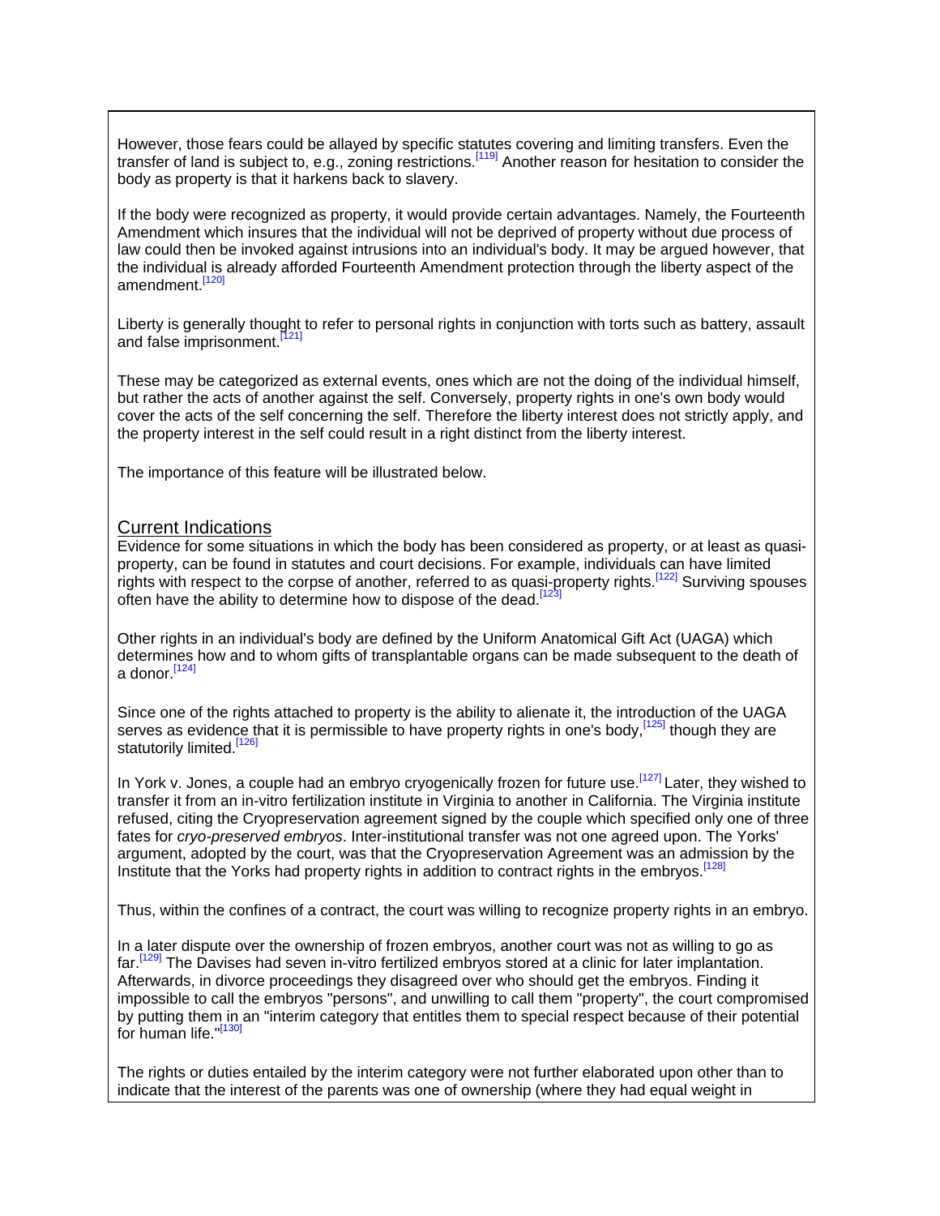However, those fears could be allayed by specific statutes covering and limiting transfers. Even the transfer of land is subject to, e.g., zoning restrictions.[119] Another reason for hesitation to consider the body as property is that it harkens back to slavery.

If the body were recognized as property, it would provide certain advantages. Namely, the Fourteenth Amendment which insures that the individual will not be deprived of property without due process of law could then be invoked against intrusions into an individual's body. It may be argued however, that the individual is already afforded Fourteenth Amendment protection through the liberty aspect of the amendment.[120]

Liberty is generally thought to refer to personal rights in conjunction with torts such as battery, assault and false imprisonment.[121]

These may be categorized as external events, ones which are not the doing of the individual himself, but rather the acts of another against the self. Conversely, property rights in one's own body would cover the acts of the self concerning the self. Therefore the liberty interest does not strictly apply, and the property interest in the self could result in a right distinct from the liberty interest.

The importance of this feature will be illustrated below.

## Current Indications

Evidence for some situations in which the body has been considered as property, or at least as quasi-property, can be found in statutes and court decisions. For example, individuals can have limited rights with respect to the corpse of another, referred to as quasi-property rights.[122] Surviving spouses often have the ability to determine how to dispose of the dead.[123]

Other rights in an individual's body are defined by the Uniform Anatomical Gift Act (UAGA) which determines how and to whom gifts of transplantable organs can be made subsequent to the death of a donor.[124]

Since one of the rights attached to property is the ability to alienate it, the introduction of the UAGA serves as evidence that it is permissible to have property rights in one's body,[125] though they are statutorily limited.[126]

In York v. Jones, a couple had an embryo cryogenically frozen for future use.[127] Later, they wished to transfer it from an in-vitro fertilization institute in Virginia to another in California. The Virginia institute refused, citing the Cryopreservation agreement signed by the couple which specified only one of three fates for *cryo-preserved embryos*. Inter-institutional transfer was not one agreed upon. The Yorks' argument, adopted by the court, was that the Cryopreservation Agreement was an admission by the Institute that the Yorks had property rights in addition to contract rights in the embryos.[128]

Thus, within the confines of a contract, the court was willing to recognize property rights in an embryo.

In a later dispute over the ownership of frozen embryos, another court was not as willing to go as far.[129] The Davises had seven in-vitro fertilized embryos stored at a clinic for later implantation. Afterwards, in divorce proceedings they disagreed over who should get the embryos. Finding it impossible to call the embryos "persons", and unwilling to call them "property", the court compromised by putting them in an "interim category that entitles them to special respect because of their potential for human life."[130]

The rights or duties entailed by the interim category were not further elaborated upon other than to indicate that the interest of the parents was one of ownership (where they had equal weight in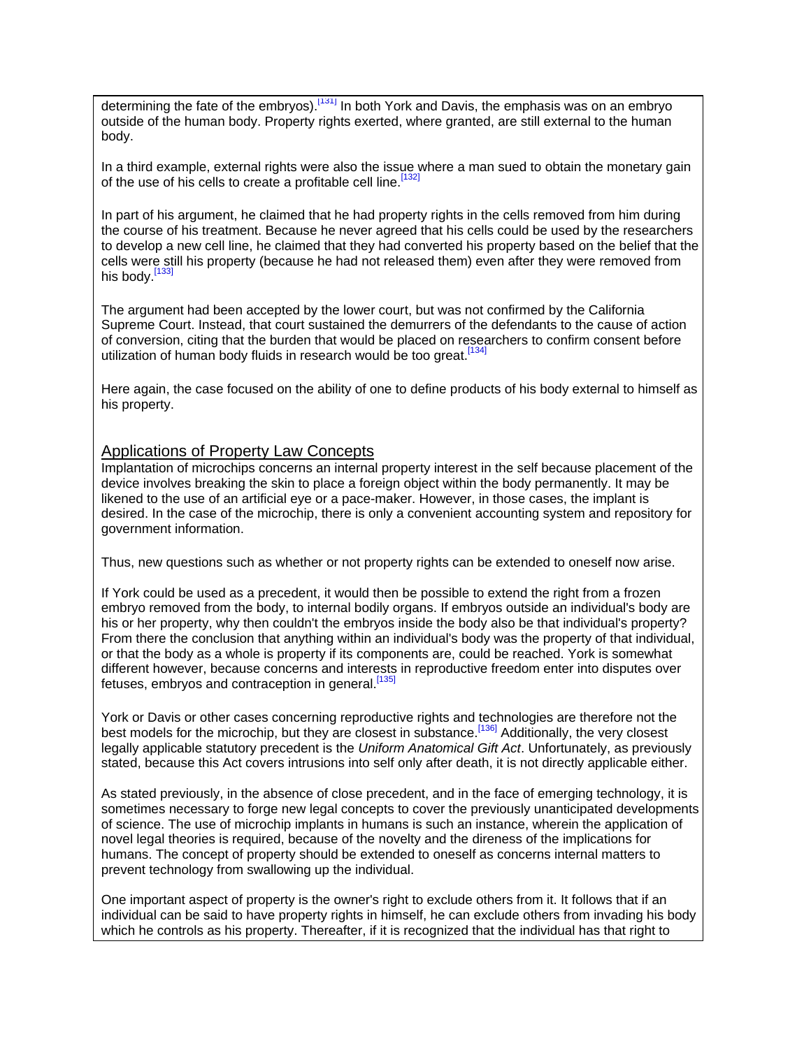determining the fate of the embryos).[131] In both York and Davis, the emphasis was on an embryo outside of the human body. Property rights exerted, where granted, are still external to the human body.

In a third example, external rights were also the issue where a man sued to obtain the monetary gain of the use of his cells to create a profitable cell line.[132]

In part of his argument, he claimed that he had property rights in the cells removed from him during the course of his treatment. Because he never agreed that his cells could be used by the researchers to develop a new cell line, he claimed that they had converted his property based on the belief that the cells were still his property (because he had not released them) even after they were removed from his body.[133]

The argument had been accepted by the lower court, but was not confirmed by the California Supreme Court. Instead, that court sustained the demurrers of the defendants to the cause of action of conversion, citing that the burden that would be placed on researchers to confirm consent before utilization of human body fluids in research would be too great.[134]

Here again, the case focused on the ability of one to define products of his body external to himself as his property.

## Applications of Property Law Concepts

Implantation of microchips concerns an internal property interest in the self because placement of the device involves breaking the skin to place a foreign object within the body permanently. It may be likened to the use of an artificial eye or a pace-maker. However, in those cases, the implant is desired. In the case of the microchip, there is only a convenient accounting system and repository for government information.

Thus, new questions such as whether or not property rights can be extended to oneself now arise.

If York could be used as a precedent, it would then be possible to extend the right from a frozen embryo removed from the body, to internal bodily organs. If embryos outside an individual's body are his or her property, why then couldn't the embryos inside the body also be that individual's property? From there the conclusion that anything within an individual's body was the property of that individual, or that the body as a whole is property if its components are, could be reached. York is somewhat different however, because concerns and interests in reproductive freedom enter into disputes over fetuses, embryos and contraception in general.[135]

York or Davis or other cases concerning reproductive rights and technologies are therefore not the best models for the microchip, but they are closest in substance.[136] Additionally, the very closest legally applicable statutory precedent is the *Uniform Anatomical Gift Act*. Unfortunately, as previously stated, because this Act covers intrusions into self only after death, it is not directly applicable either.

As stated previously, in the absence of close precedent, and in the face of emerging technology, it is sometimes necessary to forge new legal concepts to cover the previously unanticipated developments of science. The use of microchip implants in humans is such an instance, wherein the application of novel legal theories is required, because of the novelty and the direness of the implications for humans. The concept of property should be extended to oneself as concerns internal matters to prevent technology from swallowing up the individual.

One important aspect of property is the owner's right to exclude others from it. It follows that if an individual can be said to have property rights in himself, he can exclude others from invading his body which he controls as his property. Thereafter, if it is recognized that the individual has that right to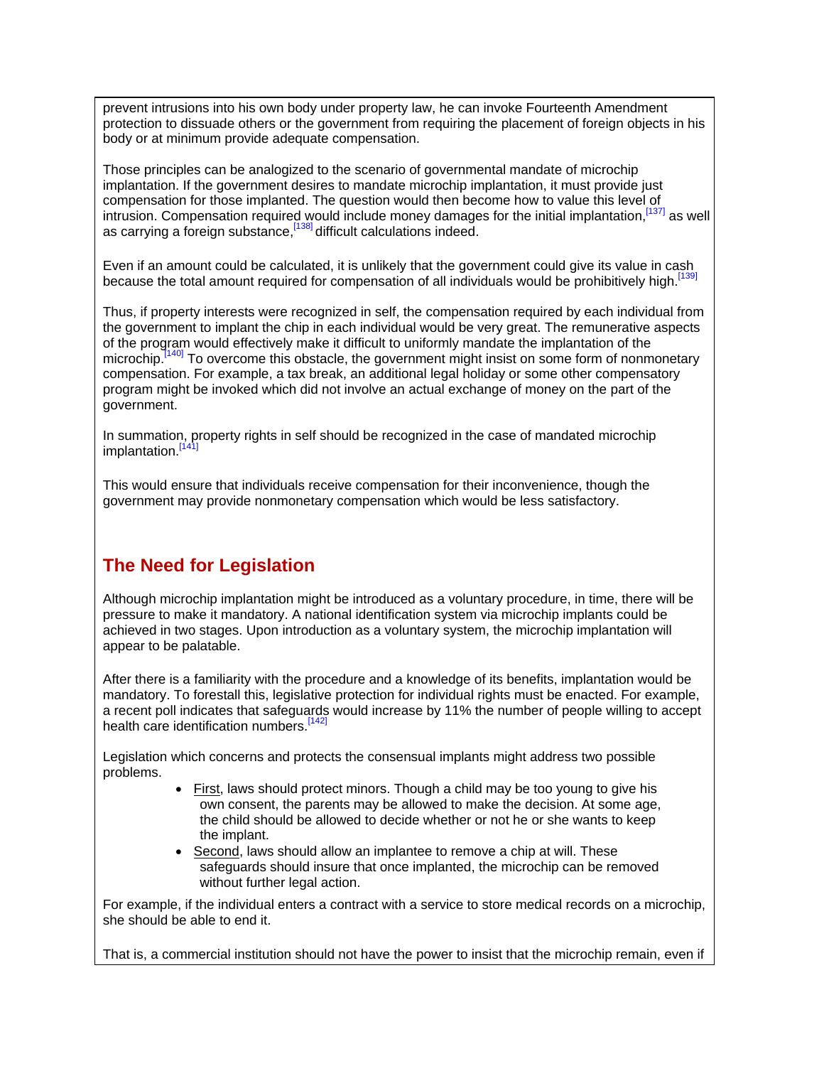prevent intrusions into his own body under property law, he can invoke Fourteenth Amendment protection to dissuade others or the government from requiring the placement of foreign objects in his body or at minimum provide adequate compensation.

Those principles can be analogized to the scenario of governmental mandate of microchip implantation. If the government desires to mandate microchip implantation, it must provide just compensation for those implanted. The question would then become how to value this level of intrusion. Compensation required would include money damages for the initial implantation,[137] as well as carrying a foreign substance,[138] difficult calculations indeed.

Even if an amount could be calculated, it is unlikely that the government could give its value in cash because the total amount required for compensation of all individuals would be prohibitively high.[139]

Thus, if property interests were recognized in self, the compensation required by each individual from the government to implant the chip in each individual would be very great. The remunerative aspects of the program would effectively make it difficult to uniformly mandate the implantation of the microchip.[140] To overcome this obstacle, the government might insist on some form of nonmonetary compensation. For example, a tax break, an additional legal holiday or some other compensatory program might be invoked which did not involve an actual exchange of money on the part of the government.

In summation, property rights in self should be recognized in the case of mandated microchip implantation.[141]

This would ensure that individuals receive compensation for their inconvenience, though the government may provide nonmonetary compensation which would be less satisfactory.

## The Need for Legislation

Although microchip implantation might be introduced as a voluntary procedure, in time, there will be pressure to make it mandatory. A national identification system via microchip implants could be achieved in two stages. Upon introduction as a voluntary system, the microchip implantation will appear to be palatable.

After there is a familiarity with the procedure and a knowledge of its benefits, implantation would be mandatory. To forestall this, legislative protection for individual rights must be enacted. For example, a recent poll indicates that safeguards would increase by 11% the number of people willing to accept health care identification numbers.[142]

Legislation which concerns and protects the consensual implants might address two possible problems.

- First, laws should protect minors. Though a child may be too young to give his own consent, the parents may be allowed to make the decision. At some age, the child should be allowed to decide whether or not he or she wants to keep the implant.
- Second, laws should allow an implantee to remove a chip at will. These safeguards should insure that once implanted, the microchip can be removed without further legal action.

For example, if the individual enters a contract with a service to store medical records on a microchip, she should be able to end it.

That is, a commercial institution should not have the power to insist that the microchip remain, even if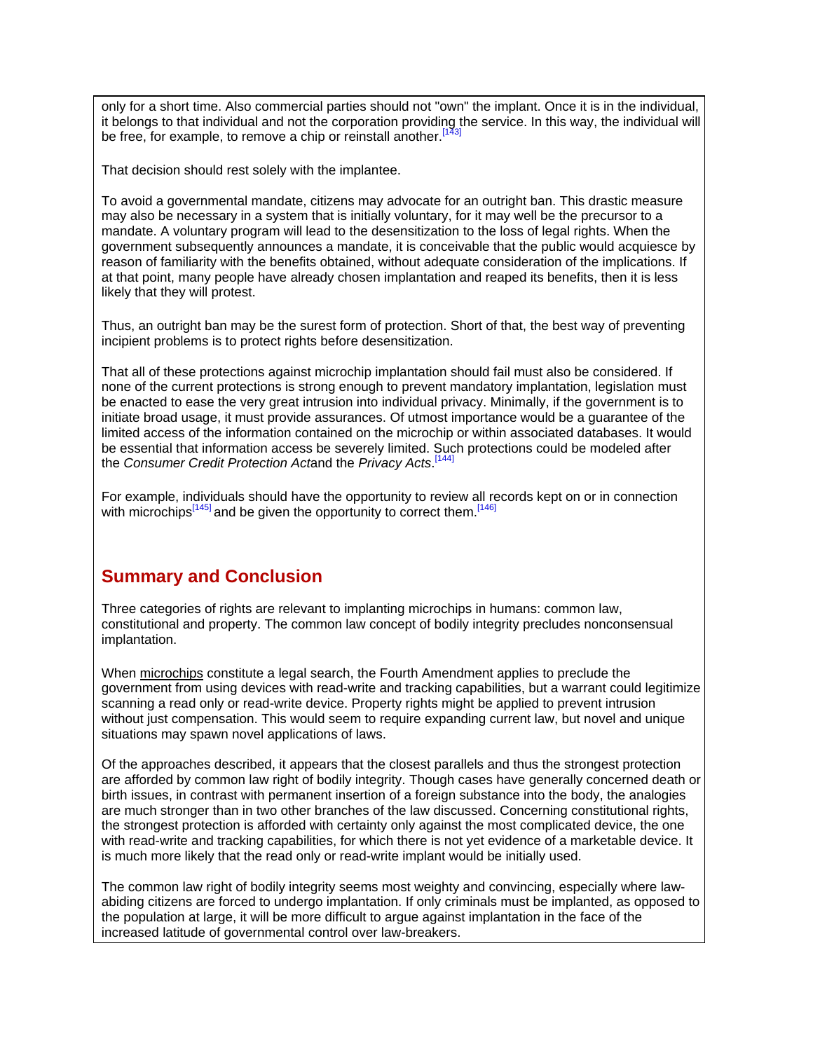only for a short time. Also commercial parties should not "own" the implant. Once it is in the individual, it belongs to that individual and not the corporation providing the service. In this way, the individual will be free, for example, to remove a chip or reinstall another.[143]

That decision should rest solely with the implantee.

To avoid a governmental mandate, citizens may advocate for an outright ban. This drastic measure may also be necessary in a system that is initially voluntary, for it may well be the precursor to a mandate. A voluntary program will lead to the desensitization to the loss of legal rights. When the government subsequently announces a mandate, it is conceivable that the public would acquiesce by reason of familiarity with the benefits obtained, without adequate consideration of the implications. If at that point, many people have already chosen implantation and reaped its benefits, then it is less likely that they will protest.

Thus, an outright ban may be the surest form of protection. Short of that, the best way of preventing incipient problems is to protect rights before desensitization.

That all of these protections against microchip implantation should fail must also be considered. If none of the current protections is strong enough to prevent mandatory implantation, legislation must be enacted to ease the very great intrusion into individual privacy. Minimally, if the government is to initiate broad usage, it must provide assurances. Of utmost importance would be a guarantee of the limited access of the information contained on the microchip or within associated databases. It would be essential that information access be severely limited. Such protections could be modeled after the *Consumer Credit Protection Act*and the *Privacy Acts*.[144]

For example, individuals should have the opportunity to review all records kept on or in connection with microchips[145] and be given the opportunity to correct them.[146]

## Summary and Conclusion

Three categories of rights are relevant to implanting microchips in humans: common law, constitutional and property. The common law concept of bodily integrity precludes nonconsensual implantation.

When microchips constitute a legal search, the Fourth Amendment applies to preclude the government from using devices with read-write and tracking capabilities, but a warrant could legitimize scanning a read only or read-write device. Property rights might be applied to prevent intrusion without just compensation. This would seem to require expanding current law, but novel and unique situations may spawn novel applications of laws.

Of the approaches described, it appears that the closest parallels and thus the strongest protection are afforded by common law right of bodily integrity. Though cases have generally concerned death or birth issues, in contrast with permanent insertion of a foreign substance into the body, the analogies are much stronger than in two other branches of the law discussed. Concerning constitutional rights, the strongest protection is afforded with certainty only against the most complicated device, the one with read-write and tracking capabilities, for which there is not yet evidence of a marketable device. It is much more likely that the read only or read-write implant would be initially used.

The common law right of bodily integrity seems most weighty and convincing, especially where law-abiding citizens are forced to undergo implantation. If only criminals must be implanted, as opposed to the population at large, it will be more difficult to argue against implantation in the face of the increased latitude of governmental control over law-breakers.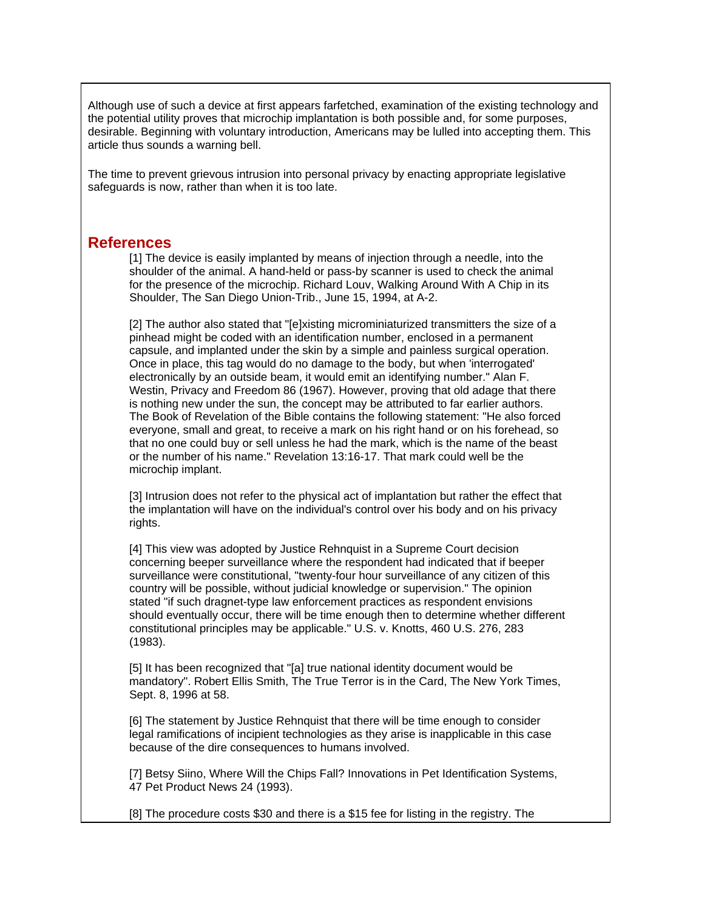Although use of such a device at first appears farfetched, examination of the existing technology and the potential utility proves that microchip implantation is both possible and, for some purposes, desirable. Beginning with voluntary introduction, Americans may be lulled into accepting them. This article thus sounds a warning bell.

The time to prevent grievous intrusion into personal privacy by enacting appropriate legislative safeguards is now, rather than when it is too late.

## References

[1] The device is easily implanted by means of injection through a needle, into the shoulder of the animal. A hand-held or pass-by scanner is used to check the animal for the presence of the microchip. Richard Louv, Walking Around With A Chip in its Shoulder, The San Diego Union-Trib., June 15, 1994, at A-2.

[2] The author also stated that "[e]xisting microminiaturized transmitters the size of a pinhead might be coded with an identification number, enclosed in a permanent capsule, and implanted under the skin by a simple and painless surgical operation. Once in place, this tag would do no damage to the body, but when 'interrogated' electronically by an outside beam, it would emit an identifying number." Alan F. Westin, Privacy and Freedom 86 (1967). However, proving that old adage that there is nothing new under the sun, the concept may be attributed to far earlier authors. The Book of Revelation of the Bible contains the following statement: "He also forced everyone, small and great, to receive a mark on his right hand or on his forehead, so that no one could buy or sell unless he had the mark, which is the name of the beast or the number of his name." Revelation 13:16-17. That mark could well be the microchip implant.

[3] Intrusion does not refer to the physical act of implantation but rather the effect that the implantation will have on the individual's control over his body and on his privacy rights.

[4] This view was adopted by Justice Rehnquist in a Supreme Court decision concerning beeper surveillance where the respondent had indicated that if beeper surveillance were constitutional, "twenty-four hour surveillance of any citizen of this country will be possible, without judicial knowledge or supervision." The opinion stated "if such dragnet-type law enforcement practices as respondent envisions should eventually occur, there will be time enough then to determine whether different constitutional principles may be applicable." U.S. v. Knotts, 460 U.S. 276, 283 (1983).

[5] It has been recognized that "[a] true national identity document would be mandatory". Robert Ellis Smith, The True Terror is in the Card, The New York Times, Sept. 8, 1996 at 58.

[6] The statement by Justice Rehnquist that there will be time enough to consider legal ramifications of incipient technologies as they arise is inapplicable in this case because of the dire consequences to humans involved.

[7] Betsy Siino, Where Will the Chips Fall? Innovations in Pet Identification Systems, 47 Pet Product News 24 (1993).

[8] The procedure costs $30 and there is a $15 fee for listing in the registry. The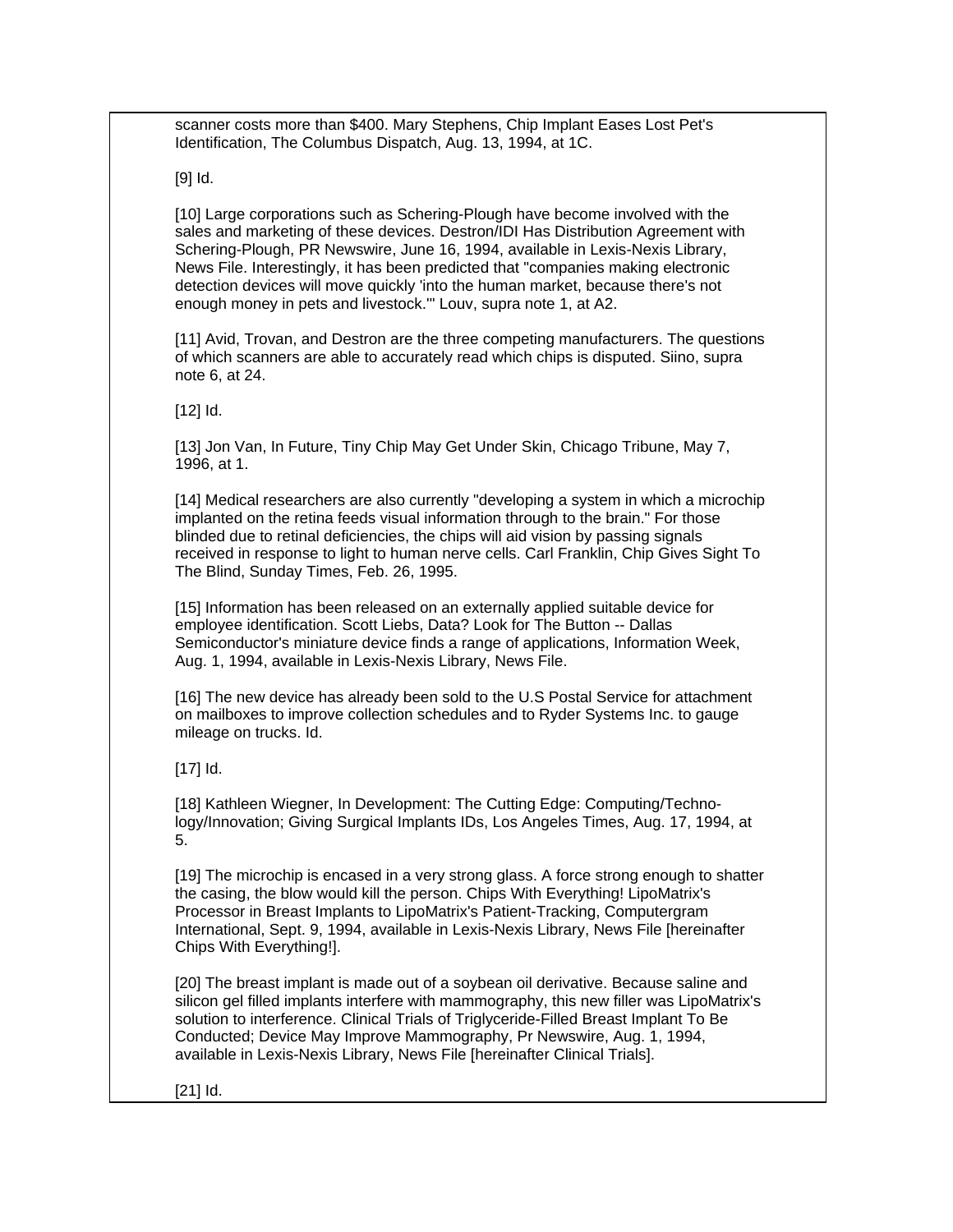scanner costs more than $400. Mary Stephens, Chip Implant Eases Lost Pet's Identification, The Columbus Dispatch, Aug. 13, 1994, at 1C.

[9] Id.

[10] Large corporations such as Schering-Plough have become involved with the sales and marketing of these devices. Destron/IDI Has Distribution Agreement with Schering-Plough, PR Newswire, June 16, 1994, available in Lexis-Nexis Library, News File. Interestingly, it has been predicted that "companies making electronic detection devices will move quickly 'into the human market, because there's not enough money in pets and livestock.'" Louv, supra note 1, at A2.

[11] Avid, Trovan, and Destron are the three competing manufacturers. The questions of which scanners are able to accurately read which chips is disputed. Siino, supra note 6, at 24.

[12] Id.

[13] Jon Van, In Future, Tiny Chip May Get Under Skin, Chicago Tribune, May 7, 1996, at 1.

[14] Medical researchers are also currently "developing a system in which a microchip implanted on the retina feeds visual information through to the brain." For those blinded due to retinal deficiencies, the chips will aid vision by passing signals received in response to light to human nerve cells. Carl Franklin, Chip Gives Sight To The Blind, Sunday Times, Feb. 26, 1995.

[15] Information has been released on an externally applied suitable device for employee identification. Scott Liebs, Data? Look for The Button -- Dallas Semiconductor's miniature device finds a range of applications, Information Week, Aug. 1, 1994, available in Lexis-Nexis Library, News File.

[16] The new device has already been sold to the U.S Postal Service for attachment on mailboxes to improve collection schedules and to Ryder Systems Inc. to gauge mileage on trucks. Id.

[17] Id.

[18] Kathleen Wiegner, In Development: The Cutting Edge: Computing/Technology/Innovation; Giving Surgical Implants IDs, Los Angeles Times, Aug. 17, 1994, at 5.

[19] The microchip is encased in a very strong glass. A force strong enough to shatter the casing, the blow would kill the person. Chips With Everything! LipoMatrix's Processor in Breast Implants to LipoMatrix's Patient-Tracking, Computergram International, Sept. 9, 1994, available in Lexis-Nexis Library, News File [hereinafter Chips With Everything!].

[20] The breast implant is made out of a soybean oil derivative. Because saline and silicon gel filled implants interfere with mammography, this new filler was LipoMatrix's solution to interference. Clinical Trials of Triglyceride-Filled Breast Implant To Be Conducted; Device May Improve Mammography, Pr Newswire, Aug. 1, 1994, available in Lexis-Nexis Library, News File [hereinafter Clinical Trials].

[21] Id.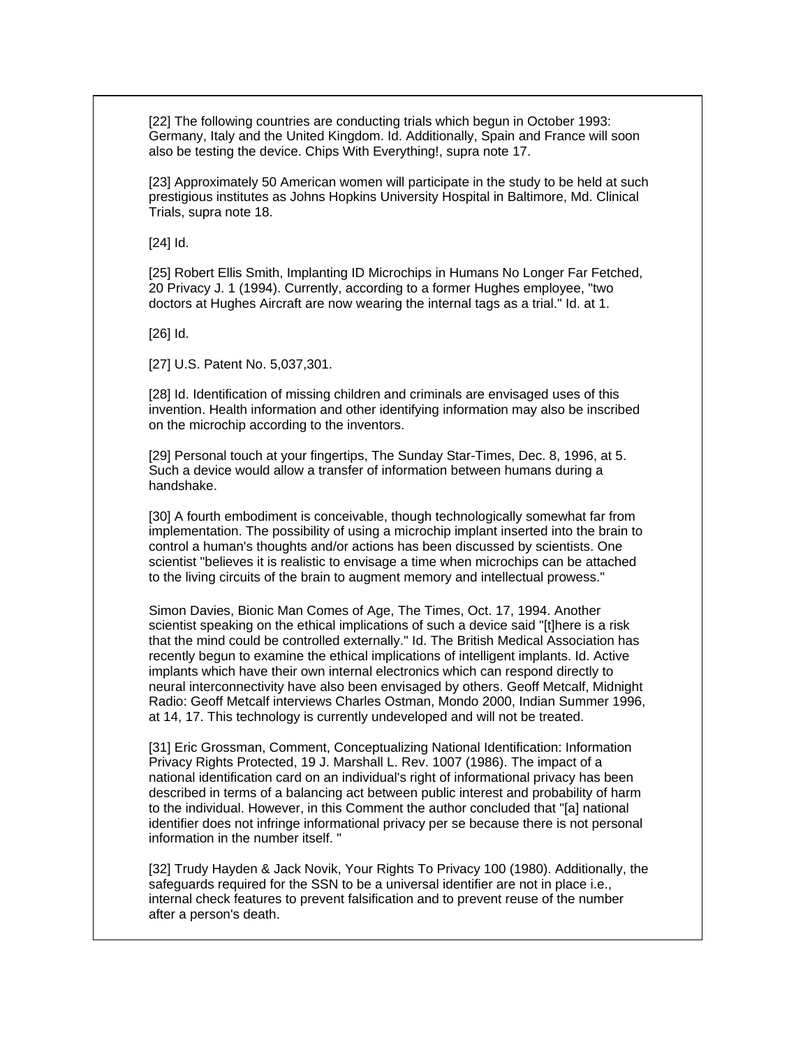[22] The following countries are conducting trials which begun in October 1993: Germany, Italy and the United Kingdom. Id. Additionally, Spain and France will soon also be testing the device. Chips With Everything!, supra note 17.

[23] Approximately 50 American women will participate in the study to be held at such prestigious institutes as Johns Hopkins University Hospital in Baltimore, Md. Clinical Trials, supra note 18.

[24] Id.

[25] Robert Ellis Smith, Implanting ID Microchips in Humans No Longer Far Fetched, 20 Privacy J. 1 (1994). Currently, according to a former Hughes employee, "two doctors at Hughes Aircraft are now wearing the internal tags as a trial." Id. at 1.

[26] Id.

[27] U.S. Patent No. 5,037,301.

[28] Id. Identification of missing children and criminals are envisaged uses of this invention. Health information and other identifying information may also be inscribed on the microchip according to the inventors.

[29] Personal touch at your fingertips, The Sunday Star-Times, Dec. 8, 1996, at 5. Such a device would allow a transfer of information between humans during a handshake.

[30] A fourth embodiment is conceivable, though technologically somewhat far from implementation. The possibility of using a microchip implant inserted into the brain to control a human's thoughts and/or actions has been discussed by scientists. One scientist "believes it is realistic to envisage a time when microchips can be attached to the living circuits of the brain to augment memory and intellectual prowess."

Simon Davies, Bionic Man Comes of Age, The Times, Oct. 17, 1994. Another scientist speaking on the ethical implications of such a device said "[t]here is a risk that the mind could be controlled externally." Id. The British Medical Association has recently begun to examine the ethical implications of intelligent implants. Id. Active implants which have their own internal electronics which can respond directly to neural interconnectivity have also been envisaged by others. Geoff Metcalf, Midnight Radio: Geoff Metcalf interviews Charles Ostman, Mondo 2000, Indian Summer 1996, at 14, 17. This technology is currently undeveloped and will not be treated.

[31] Eric Grossman, Comment, Conceptualizing National Identification: Information Privacy Rights Protected, 19 J. Marshall L. Rev. 1007 (1986). The impact of a national identification card on an individual's right of informational privacy has been described in terms of a balancing act between public interest and probability of harm to the individual. However, in this Comment the author concluded that "[a] national identifier does not infringe informational privacy per se because there is not personal information in the number itself. "

[32] Trudy Hayden & Jack Novik, Your Rights To Privacy 100 (1980). Additionally, the safeguards required for the SSN to be a universal identifier are not in place i.e., internal check features to prevent falsification and to prevent reuse of the number after a person's death.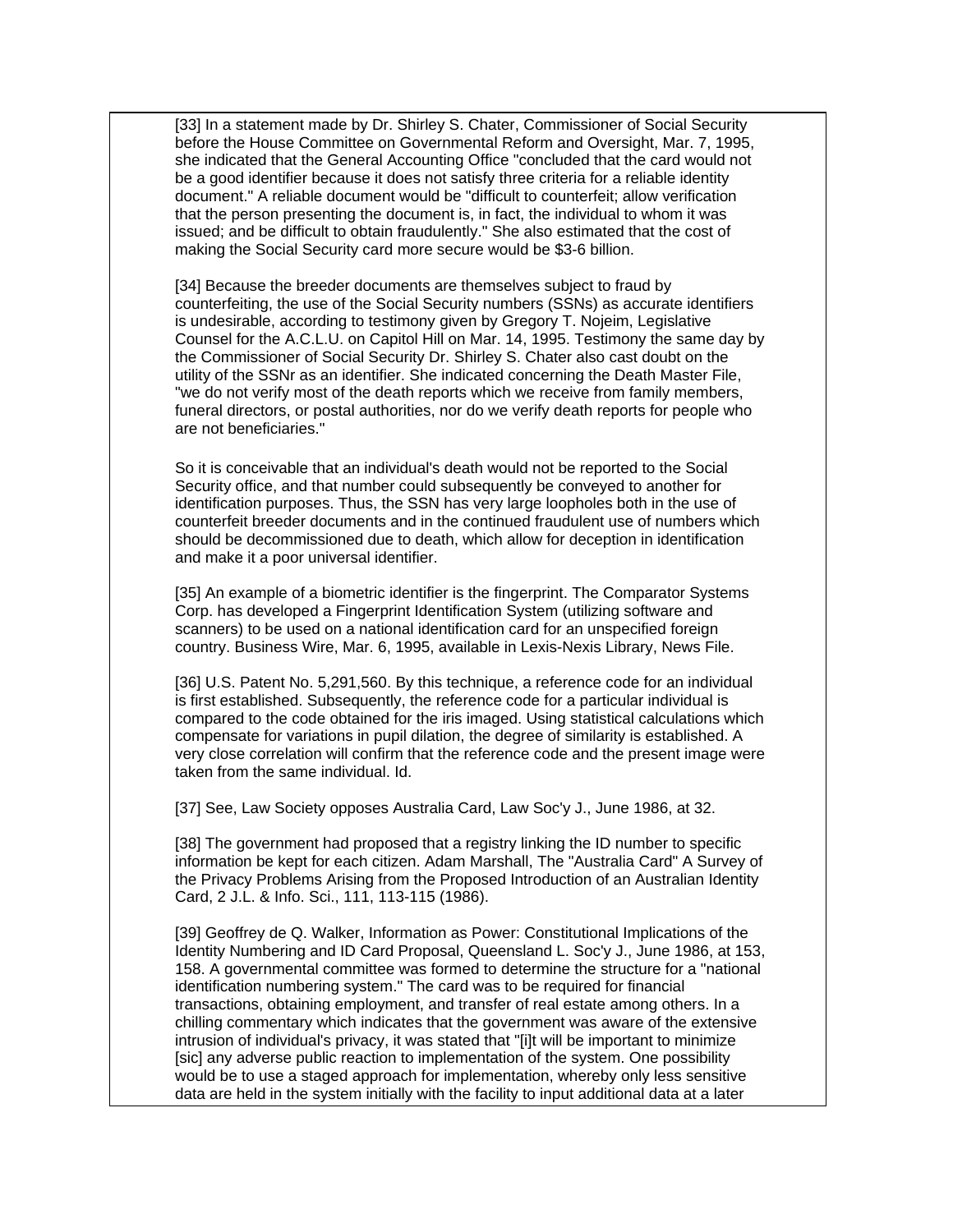[33] In a statement made by Dr. Shirley S. Chater, Commissioner of Social Security before the House Committee on Governmental Reform and Oversight, Mar. 7, 1995, she indicated that the General Accounting Office "concluded that the card would not be a good identifier because it does not satisfy three criteria for a reliable identity document." A reliable document would be "difficult to counterfeit; allow verification that the person presenting the document is, in fact, the individual to whom it was issued; and be difficult to obtain fraudulently." She also estimated that the cost of making the Social Security card more secure would be $3-6 billion.

[34] Because the breeder documents are themselves subject to fraud by counterfeiting, the use of the Social Security numbers (SSNs) as accurate identifiers is undesirable, according to testimony given by Gregory T. Nojeim, Legislative Counsel for the A.C.L.U. on Capitol Hill on Mar. 14, 1995. Testimony the same day by the Commissioner of Social Security Dr. Shirley S. Chater also cast doubt on the utility of the SSNr as an identifier. She indicated concerning the Death Master File, "we do not verify most of the death reports which we receive from family members, funeral directors, or postal authorities, nor do we verify death reports for people who are not beneficiaries."

So it is conceivable that an individual's death would not be reported to the Social Security office, and that number could subsequently be conveyed to another for identification purposes. Thus, the SSN has very large loopholes both in the use of counterfeit breeder documents and in the continued fraudulent use of numbers which should be decommissioned due to death, which allow for deception in identification and make it a poor universal identifier.

[35] An example of a biometric identifier is the fingerprint. The Comparator Systems Corp. has developed a Fingerprint Identification System (utilizing software and scanners) to be used on a national identification card for an unspecified foreign country. Business Wire, Mar. 6, 1995, available in Lexis-Nexis Library, News File.

[36] U.S. Patent No. 5,291,560. By this technique, a reference code for an individual is first established. Subsequently, the reference code for a particular individual is compared to the code obtained for the iris imaged. Using statistical calculations which compensate for variations in pupil dilation, the degree of similarity is established. A very close correlation will confirm that the reference code and the present image were taken from the same individual. Id.

[37] See, Law Society opposes Australia Card, Law Soc'y J., June 1986, at 32.

[38] The government had proposed that a registry linking the ID number to specific information be kept for each citizen. Adam Marshall, The "Australia Card" A Survey of the Privacy Problems Arising from the Proposed Introduction of an Australian Identity Card, 2 J.L. & Info. Sci., 111, 113-115 (1986).

[39] Geoffrey de Q. Walker, Information as Power: Constitutional Implications of the Identity Numbering and ID Card Proposal, Queensland L. Soc'y J., June 1986, at 153, 158. A governmental committee was formed to determine the structure for a "national identification numbering system." The card was to be required for financial transactions, obtaining employment, and transfer of real estate among others. In a chilling commentary which indicates that the government was aware of the extensive intrusion of individual's privacy, it was stated that "[i]t will be important to minimize [sic] any adverse public reaction to implementation of the system. One possibility would be to use a staged approach for implementation, whereby only less sensitive data are held in the system initially with the facility to input additional data at a later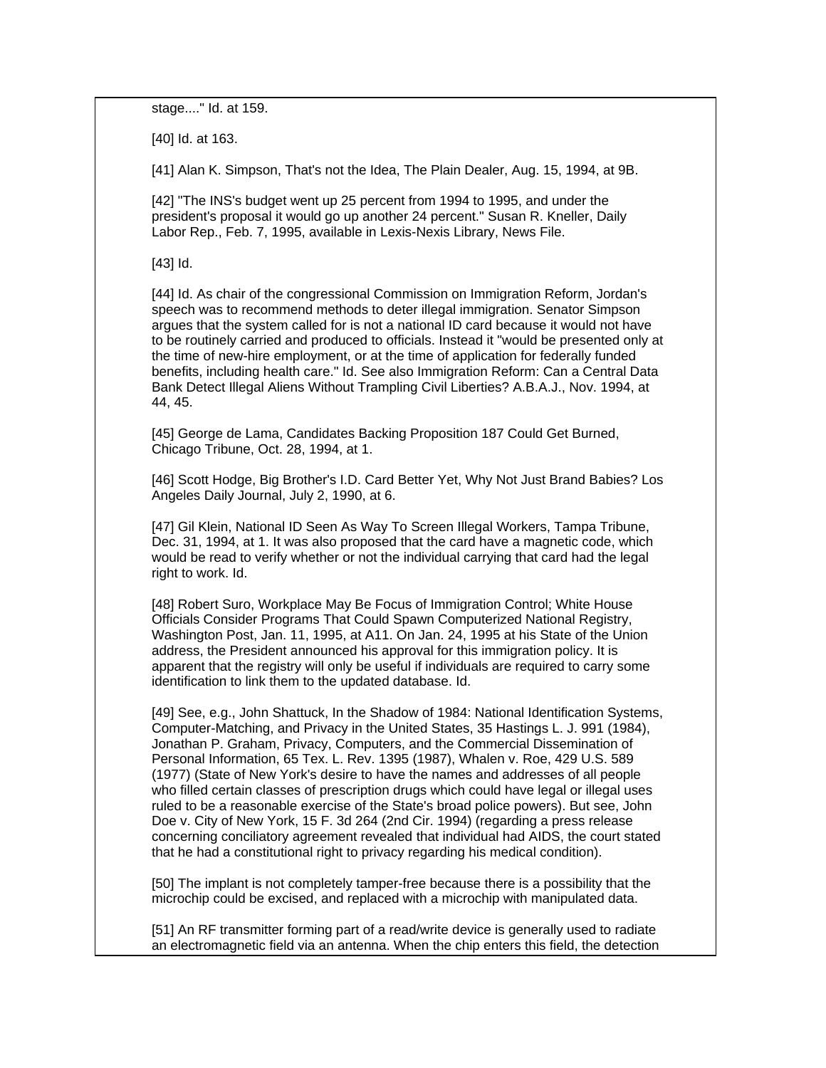stage...." Id. at 159.

[40] Id. at 163.

[41] Alan K. Simpson, That's not the Idea, The Plain Dealer, Aug. 15, 1994, at 9B.

[42] "The INS's budget went up 25 percent from 1994 to 1995, and under the president's proposal it would go up another 24 percent." Susan R. Kneller, Daily Labor Rep., Feb. 7, 1995, available in Lexis-Nexis Library, News File.

[43] Id.

[44] Id. As chair of the congressional Commission on Immigration Reform, Jordan's speech was to recommend methods to deter illegal immigration. Senator Simpson argues that the system called for is not a national ID card because it would not have to be routinely carried and produced to officials. Instead it "would be presented only at the time of new-hire employment, or at the time of application for federally funded benefits, including health care." Id. See also Immigration Reform: Can a Central Data Bank Detect Illegal Aliens Without Trampling Civil Liberties? A.B.A.J., Nov. 1994, at 44, 45.

[45] George de Lama, Candidates Backing Proposition 187 Could Get Burned, Chicago Tribune, Oct. 28, 1994, at 1.

[46] Scott Hodge, Big Brother's I.D. Card Better Yet, Why Not Just Brand Babies? Los Angeles Daily Journal, July 2, 1990, at 6.

[47] Gil Klein, National ID Seen As Way To Screen Illegal Workers, Tampa Tribune, Dec. 31, 1994, at 1. It was also proposed that the card have a magnetic code, which would be read to verify whether or not the individual carrying that card had the legal right to work. Id.

[48] Robert Suro, Workplace May Be Focus of Immigration Control; White House Officials Consider Programs That Could Spawn Computerized National Registry, Washington Post, Jan. 11, 1995, at A11. On Jan. 24, 1995 at his State of the Union address, the President announced his approval for this immigration policy. It is apparent that the registry will only be useful if individuals are required to carry some identification to link them to the updated database. Id.

[49] See, e.g., John Shattuck, In the Shadow of 1984: National Identification Systems, Computer-Matching, and Privacy in the United States, 35 Hastings L. J. 991 (1984), Jonathan P. Graham, Privacy, Computers, and the Commercial Dissemination of Personal Information, 65 Tex. L. Rev. 1395 (1987), Whalen v. Roe, 429 U.S. 589 (1977) (State of New York's desire to have the names and addresses of all people who filled certain classes of prescription drugs which could have legal or illegal uses ruled to be a reasonable exercise of the State's broad police powers). But see, John Doe v. City of New York, 15 F. 3d 264 (2nd Cir. 1994) (regarding a press release concerning conciliatory agreement revealed that individual had AIDS, the court stated that he had a constitutional right to privacy regarding his medical condition).

[50] The implant is not completely tamper-free because there is a possibility that the microchip could be excised, and replaced with a microchip with manipulated data.

[51] An RF transmitter forming part of a read/write device is generally used to radiate an electromagnetic field via an antenna. When the chip enters this field, the detection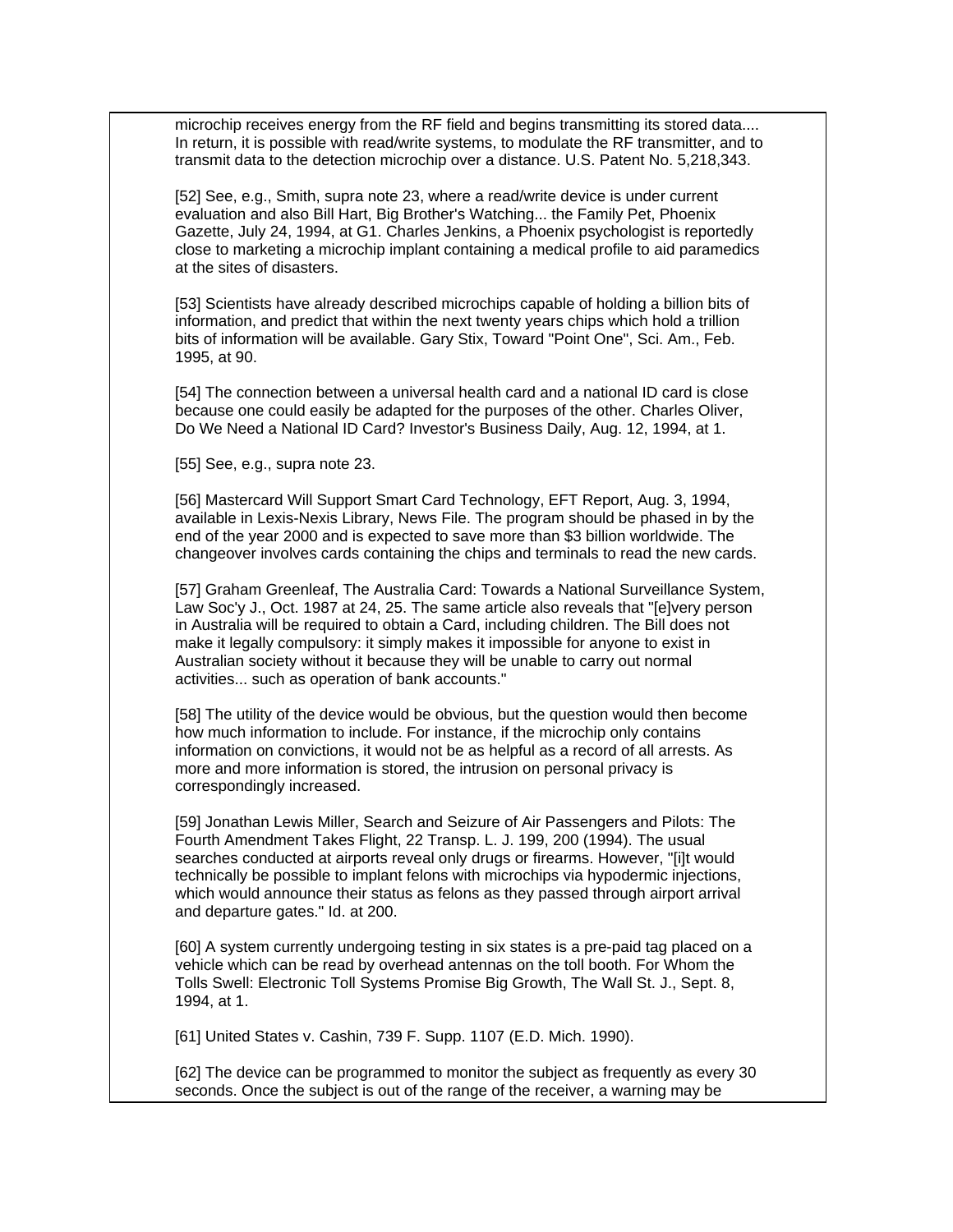microchip receives energy from the RF field and begins transmitting its stored data.... In return, it is possible with read/write systems, to modulate the RF transmitter, and to transmit data to the detection microchip over a distance. U.S. Patent No. 5,218,343.

[52] See, e.g., Smith, supra note 23, where a read/write device is under current evaluation and also Bill Hart, Big Brother's Watching... the Family Pet, Phoenix Gazette, July 24, 1994, at G1. Charles Jenkins, a Phoenix psychologist is reportedly close to marketing a microchip implant containing a medical profile to aid paramedics at the sites of disasters.

[53] Scientists have already described microchips capable of holding a billion bits of information, and predict that within the next twenty years chips which hold a trillion bits of information will be available. Gary Stix, Toward "Point One", Sci. Am., Feb. 1995, at 90.

[54] The connection between a universal health card and a national ID card is close because one could easily be adapted for the purposes of the other. Charles Oliver, Do We Need a National ID Card? Investor's Business Daily, Aug. 12, 1994, at 1.

[55] See, e.g., supra note 23.

[56] Mastercard Will Support Smart Card Technology, EFT Report, Aug. 3, 1994, available in Lexis-Nexis Library, News File. The program should be phased in by the end of the year 2000 and is expected to save more than $3 billion worldwide. The changeover involves cards containing the chips and terminals to read the new cards.

[57] Graham Greenleaf, The Australia Card: Towards a National Surveillance System, Law Soc'y J., Oct. 1987 at 24, 25. The same article also reveals that "[e]very person in Australia will be required to obtain a Card, including children. The Bill does not make it legally compulsory: it simply makes it impossible for anyone to exist in Australian society without it because they will be unable to carry out normal activities... such as operation of bank accounts."

[58] The utility of the device would be obvious, but the question would then become how much information to include. For instance, if the microchip only contains information on convictions, it would not be as helpful as a record of all arrests. As more and more information is stored, the intrusion on personal privacy is correspondingly increased.

[59] Jonathan Lewis Miller, Search and Seizure of Air Passengers and Pilots: The Fourth Amendment Takes Flight, 22 Transp. L. J. 199, 200 (1994). The usual searches conducted at airports reveal only drugs or firearms. However, "[i]t would technically be possible to implant felons with microchips via hypodermic injections, which would announce their status as felons as they passed through airport arrival and departure gates." Id. at 200.

[60] A system currently undergoing testing in six states is a pre-paid tag placed on a vehicle which can be read by overhead antennas on the toll booth. For Whom the Tolls Swell: Electronic Toll Systems Promise Big Growth, The Wall St. J., Sept. 8, 1994, at 1.

[61] United States v. Cashin, 739 F. Supp. 1107 (E.D. Mich. 1990).

[62] The device can be programmed to monitor the subject as frequently as every 30 seconds. Once the subject is out of the range of the receiver, a warning may be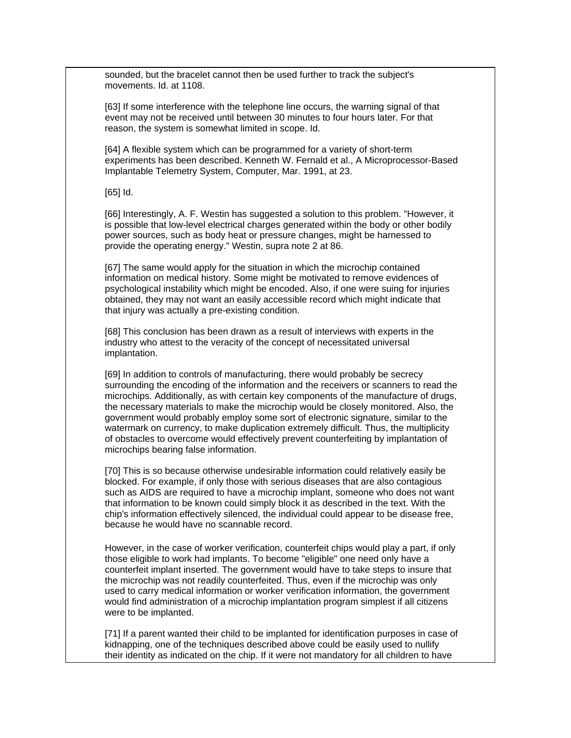sounded, but the bracelet cannot then be used further to track the subject's movements. Id. at 1108.

[63] If some interference with the telephone line occurs, the warning signal of that event may not be received until between 30 minutes to four hours later. For that reason, the system is somewhat limited in scope. Id.

[64] A flexible system which can be programmed for a variety of short-term experiments has been described. Kenneth W. Fernald et al., A Microprocessor-Based Implantable Telemetry System, Computer, Mar. 1991, at 23.

[65] Id.

[66] Interestingly, A. F. Westin has suggested a solution to this problem. "However, it is possible that low-level electrical charges generated within the body or other bodily power sources, such as body heat or pressure changes, might be harnessed to provide the operating energy." Westin, supra note 2 at 86.

[67] The same would apply for the situation in which the microchip contained information on medical history. Some might be motivated to remove evidences of psychological instability which might be encoded. Also, if one were suing for injuries obtained, they may not want an easily accessible record which might indicate that that injury was actually a pre-existing condition.

[68] This conclusion has been drawn as a result of interviews with experts in the industry who attest to the veracity of the concept of necessitated universal implantation.

[69] In addition to controls of manufacturing, there would probably be secrecy surrounding the encoding of the information and the receivers or scanners to read the microchips. Additionally, as with certain key components of the manufacture of drugs, the necessary materials to make the microchip would be closely monitored. Also, the government would probably employ some sort of electronic signature, similar to the watermark on currency, to make duplication extremely difficult. Thus, the multiplicity of obstacles to overcome would effectively prevent counterfeiting by implantation of microchips bearing false information.

[70] This is so because otherwise undesirable information could relatively easily be blocked. For example, if only those with serious diseases that are also contagious such as AIDS are required to have a microchip implant, someone who does not want that information to be known could simply block it as described in the text. With the chip's information effectively silenced, the individual could appear to be disease free, because he would have no scannable record.

However, in the case of worker verification, counterfeit chips would play a part, if only those eligible to work had implants. To become "eligible" one need only have a counterfeit implant inserted. The government would have to take steps to insure that the microchip was not readily counterfeited. Thus, even if the microchip was only used to carry medical information or worker verification information, the government would find administration of a microchip implantation program simplest if all citizens were to be implanted.

[71] If a parent wanted their child to be implanted for identification purposes in case of kidnapping, one of the techniques described above could be easily used to nullify their identity as indicated on the chip. If it were not mandatory for all children to have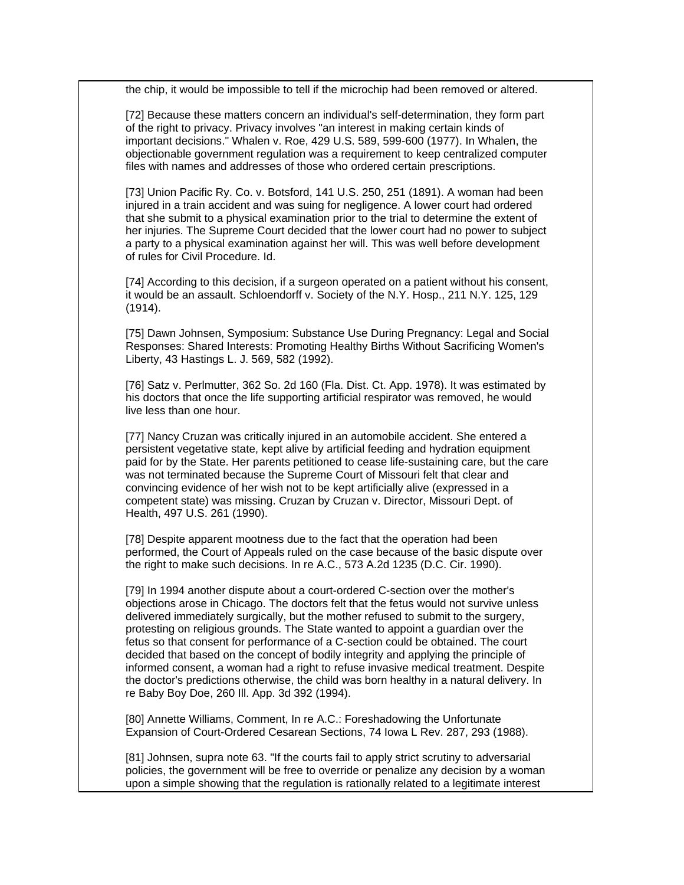the chip, it would be impossible to tell if the microchip had been removed or altered.

[72] Because these matters concern an individual's self-determination, they form part of the right to privacy. Privacy involves "an interest in making certain kinds of important decisions." Whalen v. Roe, 429 U.S. 589, 599-600 (1977). In Whalen, the objectionable government regulation was a requirement to keep centralized computer files with names and addresses of those who ordered certain prescriptions.

[73] Union Pacific Ry. Co. v. Botsford, 141 U.S. 250, 251 (1891). A woman had been injured in a train accident and was suing for negligence. A lower court had ordered that she submit to a physical examination prior to the trial to determine the extent of her injuries. The Supreme Court decided that the lower court had no power to subject a party to a physical examination against her will. This was well before development of rules for Civil Procedure. Id.

[74] According to this decision, if a surgeon operated on a patient without his consent, it would be an assault. Schloendorff v. Society of the N.Y. Hosp., 211 N.Y. 125, 129 (1914).

[75] Dawn Johnsen, Symposium: Substance Use During Pregnancy: Legal and Social Responses: Shared Interests: Promoting Healthy Births Without Sacrificing Women's Liberty, 43 Hastings L. J. 569, 582 (1992).

[76] Satz v. Perlmutter, 362 So. 2d 160 (Fla. Dist. Ct. App. 1978). It was estimated by his doctors that once the life supporting artificial respirator was removed, he would live less than one hour.

[77] Nancy Cruzan was critically injured in an automobile accident. She entered a persistent vegetative state, kept alive by artificial feeding and hydration equipment paid for by the State. Her parents petitioned to cease life-sustaining care, but the care was not terminated because the Supreme Court of Missouri felt that clear and convincing evidence of her wish not to be kept artificially alive (expressed in a competent state) was missing. Cruzan by Cruzan v. Director, Missouri Dept. of Health, 497 U.S. 261 (1990).

[78] Despite apparent mootness due to the fact that the operation had been performed, the Court of Appeals ruled on the case because of the basic dispute over the right to make such decisions. In re A.C., 573 A.2d 1235 (D.C. Cir. 1990).

[79] In 1994 another dispute about a court-ordered C-section over the mother's objections arose in Chicago. The doctors felt that the fetus would not survive unless delivered immediately surgically, but the mother refused to submit to the surgery, protesting on religious grounds. The State wanted to appoint a guardian over the fetus so that consent for performance of a C-section could be obtained. The court decided that based on the concept of bodily integrity and applying the principle of informed consent, a woman had a right to refuse invasive medical treatment. Despite the doctor's predictions otherwise, the child was born healthy in a natural delivery. In re Baby Boy Doe, 260 Ill. App. 3d 392 (1994).

[80] Annette Williams, Comment, In re A.C.: Foreshadowing the Unfortunate Expansion of Court-Ordered Cesarean Sections, 74 Iowa L Rev. 287, 293 (1988).

[81] Johnsen, supra note 63. "If the courts fail to apply strict scrutiny to adversarial policies, the government will be free to override or penalize any decision by a woman upon a simple showing that the regulation is rationally related to a legitimate interest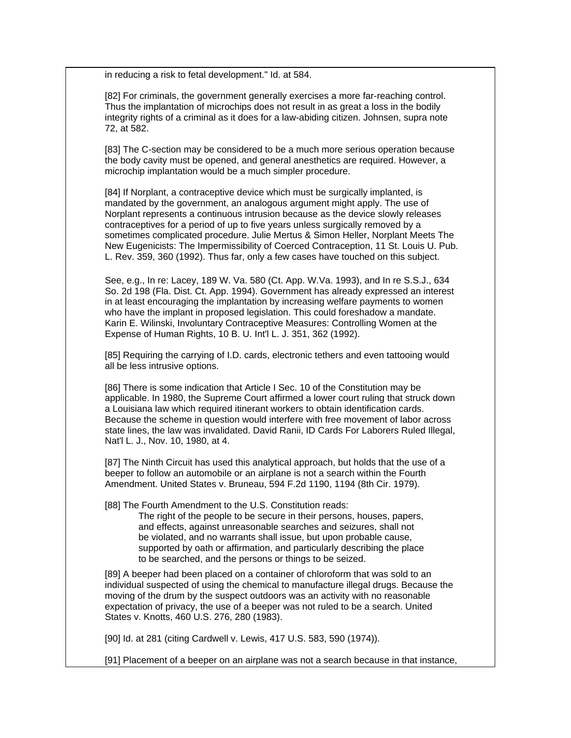in reducing a risk to fetal development." Id. at 584.

[82] For criminals, the government generally exercises a more far-reaching control. Thus the implantation of microchips does not result in as great a loss in the bodily integrity rights of a criminal as it does for a law-abiding citizen. Johnsen, supra note 72, at 582.

[83] The C-section may be considered to be a much more serious operation because the body cavity must be opened, and general anesthetics are required. However, a microchip implantation would be a much simpler procedure.

[84] If Norplant, a contraceptive device which must be surgically implanted, is mandated by the government, an analogous argument might apply. The use of Norplant represents a continuous intrusion because as the device slowly releases contraceptives for a period of up to five years unless surgically removed by a sometimes complicated procedure. Julie Mertus & Simon Heller, Norplant Meets The New Eugenicists: The Impermissibility of Coerced Contraception, 11 St. Louis U. Pub. L. Rev. 359, 360 (1992). Thus far, only a few cases have touched on this subject.

See, e.g., In re: Lacey, 189 W. Va. 580 (Ct. App. W.Va. 1993), and In re S.S.J., 634 So. 2d 198 (Fla. Dist. Ct. App. 1994). Government has already expressed an interest in at least encouraging the implantation by increasing welfare payments to women who have the implant in proposed legislation. This could foreshadow a mandate. Karin E. Wilinski, Involuntary Contraceptive Measures: Controlling Women at the Expense of Human Rights, 10 B. U. Int'l L. J. 351, 362 (1992).

[85] Requiring the carrying of I.D. cards, electronic tethers and even tattooing would all be less intrusive options.

[86] There is some indication that Article I Sec. 10 of the Constitution may be applicable. In 1980, the Supreme Court affirmed a lower court ruling that struck down a Louisiana law which required itinerant workers to obtain identification cards. Because the scheme in question would interfere with free movement of labor across state lines, the law was invalidated. David Ranii, ID Cards For Laborers Ruled Illegal, Nat'l L. J., Nov. 10, 1980, at 4.

[87] The Ninth Circuit has used this analytical approach, but holds that the use of a beeper to follow an automobile or an airplane is not a search within the Fourth Amendment. United States v. Bruneau, 594 F.2d 1190, 1194 (8th Cir. 1979).

[88] The Fourth Amendment to the U.S. Constitution reads:

> The right of the people to be secure in their persons, houses, papers, and effects, against unreasonable searches and seizures, shall not be violated, and no warrants shall issue, but upon probable cause, supported by oath or affirmation, and particularly describing the place to be searched, and the persons or things to be seized.

[89] A beeper had been placed on a container of chloroform that was sold to an individual suspected of using the chemical to manufacture illegal drugs. Because the moving of the drum by the suspect outdoors was an activity with no reasonable expectation of privacy, the use of a beeper was not ruled to be a search. United States v. Knotts, 460 U.S. 276, 280 (1983).

[90] Id. at 281 (citing Cardwell v. Lewis, 417 U.S. 583, 590 (1974)).

[91] Placement of a beeper on an airplane was not a search because in that instance,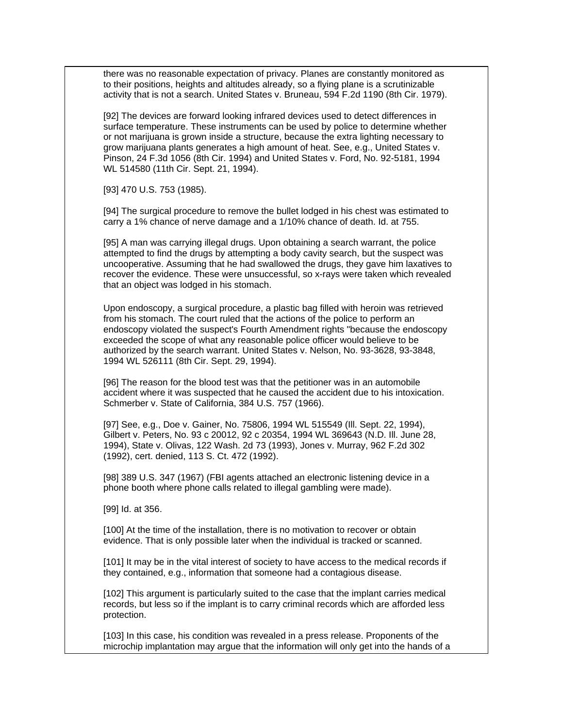there was no reasonable expectation of privacy. Planes are constantly monitored as to their positions, heights and altitudes already, so a flying plane is a scrutinizable activity that is not a search. United States v. Bruneau, 594 F.2d 1190 (8th Cir. 1979).

[92] The devices are forward looking infrared devices used to detect differences in surface temperature. These instruments can be used by police to determine whether or not marijuana is grown inside a structure, because the extra lighting necessary to grow marijuana plants generates a high amount of heat. See, e.g., United States v. Pinson, 24 F.3d 1056 (8th Cir. 1994) and United States v. Ford, No. 92-5181, 1994 WL 514580 (11th Cir. Sept. 21, 1994).

[93] 470 U.S. 753 (1985).

[94] The surgical procedure to remove the bullet lodged in his chest was estimated to carry a 1% chance of nerve damage and a 1/10% chance of death. Id. at 755.

[95] A man was carrying illegal drugs. Upon obtaining a search warrant, the police attempted to find the drugs by attempting a body cavity search, but the suspect was uncooperative. Assuming that he had swallowed the drugs, they gave him laxatives to recover the evidence. These were unsuccessful, so x-rays were taken which revealed that an object was lodged in his stomach.

Upon endoscopy, a surgical procedure, a plastic bag filled with heroin was retrieved from his stomach. The court ruled that the actions of the police to perform an endoscopy violated the suspect's Fourth Amendment rights "because the endoscopy exceeded the scope of what any reasonable police officer would believe to be authorized by the search warrant. United States v. Nelson, No. 93-3628, 93-3848, 1994 WL 526111 (8th Cir. Sept. 29, 1994).

[96] The reason for the blood test was that the petitioner was in an automobile accident where it was suspected that he caused the accident due to his intoxication. Schmerber v. State of California, 384 U.S. 757 (1966).

[97] See, e.g., Doe v. Gainer, No. 75806, 1994 WL 515549 (Ill. Sept. 22, 1994), Gilbert v. Peters, No. 93 c 20012, 92 c 20354, 1994 WL 369643 (N.D. Ill. June 28, 1994), State v. Olivas, 122 Wash. 2d 73 (1993), Jones v. Murray, 962 F.2d 302 (1992), cert. denied, 113 S. Ct. 472 (1992).

[98] 389 U.S. 347 (1967) (FBI agents attached an electronic listening device in a phone booth where phone calls related to illegal gambling were made).

[99] Id. at 356.

[100] At the time of the installation, there is no motivation to recover or obtain evidence. That is only possible later when the individual is tracked or scanned.

[101] It may be in the vital interest of society to have access to the medical records if they contained, e.g., information that someone had a contagious disease.

[102] This argument is particularly suited to the case that the implant carries medical records, but less so if the implant is to carry criminal records which are afforded less protection.

[103] In this case, his condition was revealed in a press release. Proponents of the microchip implantation may argue that the information will only get into the hands of a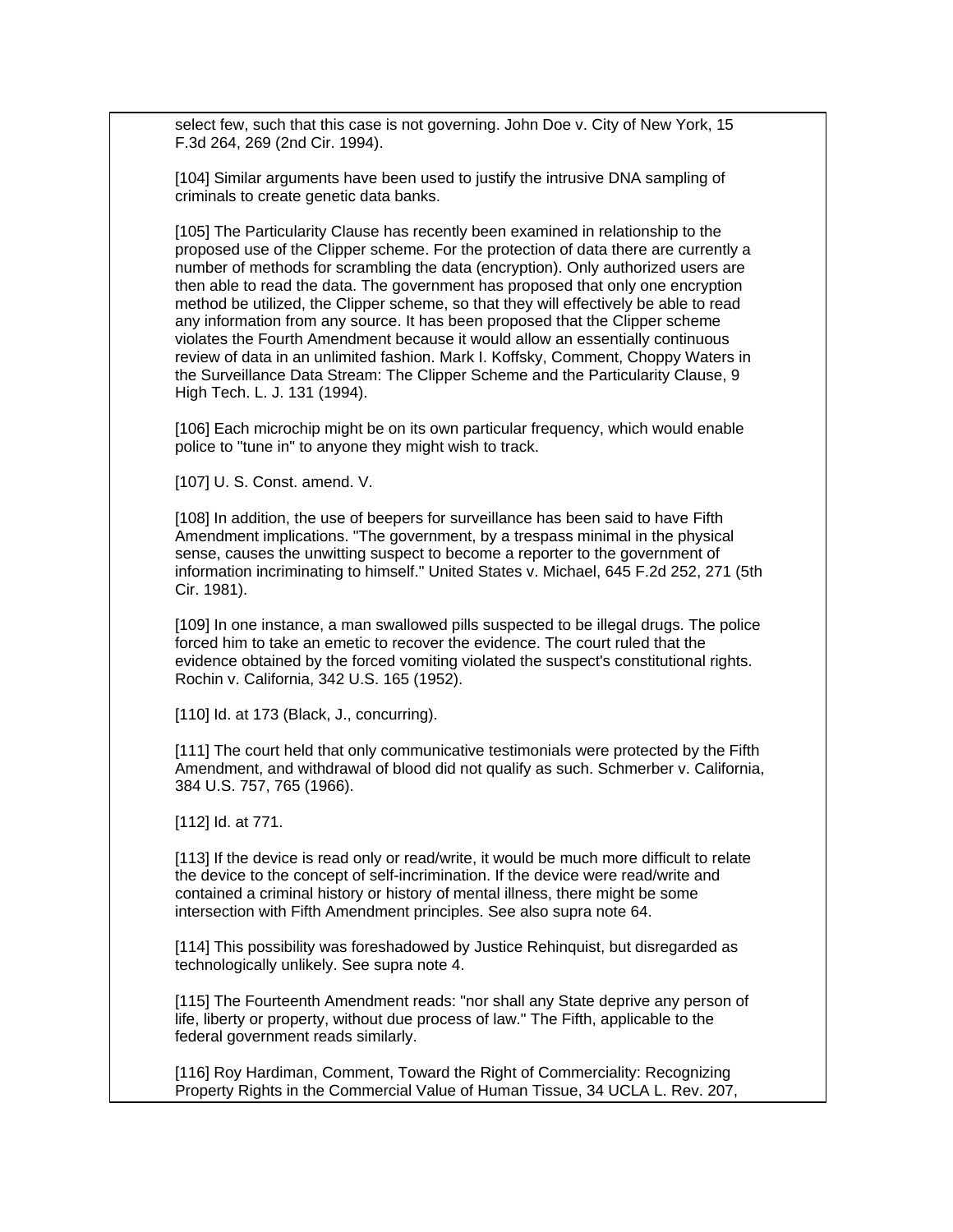select few, such that this case is not governing. John Doe v. City of New York, 15 F.3d 264, 269 (2nd Cir. 1994).

[104] Similar arguments have been used to justify the intrusive DNA sampling of criminals to create genetic data banks.

[105] The Particularity Clause has recently been examined in relationship to the proposed use of the Clipper scheme. For the protection of data there are currently a number of methods for scrambling the data (encryption). Only authorized users are then able to read the data. The government has proposed that only one encryption method be utilized, the Clipper scheme, so that they will effectively be able to read any information from any source. It has been proposed that the Clipper scheme violates the Fourth Amendment because it would allow an essentially continuous review of data in an unlimited fashion. Mark I. Koffsky, Comment, Choppy Waters in the Surveillance Data Stream: The Clipper Scheme and the Particularity Clause, 9 High Tech. L. J. 131 (1994).

[106] Each microchip might be on its own particular frequency, which would enable police to "tune in" to anyone they might wish to track.

[107] U. S. Const. amend. V.

[108] In addition, the use of beepers for surveillance has been said to have Fifth Amendment implications. "The government, by a trespass minimal in the physical sense, causes the unwitting suspect to become a reporter to the government of information incriminating to himself." United States v. Michael, 645 F.2d 252, 271 (5th Cir. 1981).

[109] In one instance, a man swallowed pills suspected to be illegal drugs. The police forced him to take an emetic to recover the evidence. The court ruled that the evidence obtained by the forced vomiting violated the suspect's constitutional rights. Rochin v. California, 342 U.S. 165 (1952).

[110] Id. at 173 (Black, J., concurring).

[111] The court held that only communicative testimonials were protected by the Fifth Amendment, and withdrawal of blood did not qualify as such. Schmerber v. California, 384 U.S. 757, 765 (1966).

[112] Id. at 771.

[113] If the device is read only or read/write, it would be much more difficult to relate the device to the concept of self-incrimination. If the device were read/write and contained a criminal history or history of mental illness, there might be some intersection with Fifth Amendment principles. See also supra note 64.

[114] This possibility was foreshadowed by Justice Rehinquist, but disregarded as technologically unlikely. See supra note 4.

[115] The Fourteenth Amendment reads: "nor shall any State deprive any person of life, liberty or property, without due process of law." The Fifth, applicable to the federal government reads similarly.

[116] Roy Hardiman, Comment, Toward the Right of Commerciality: Recognizing Property Rights in the Commercial Value of Human Tissue, 34 UCLA L. Rev. 207,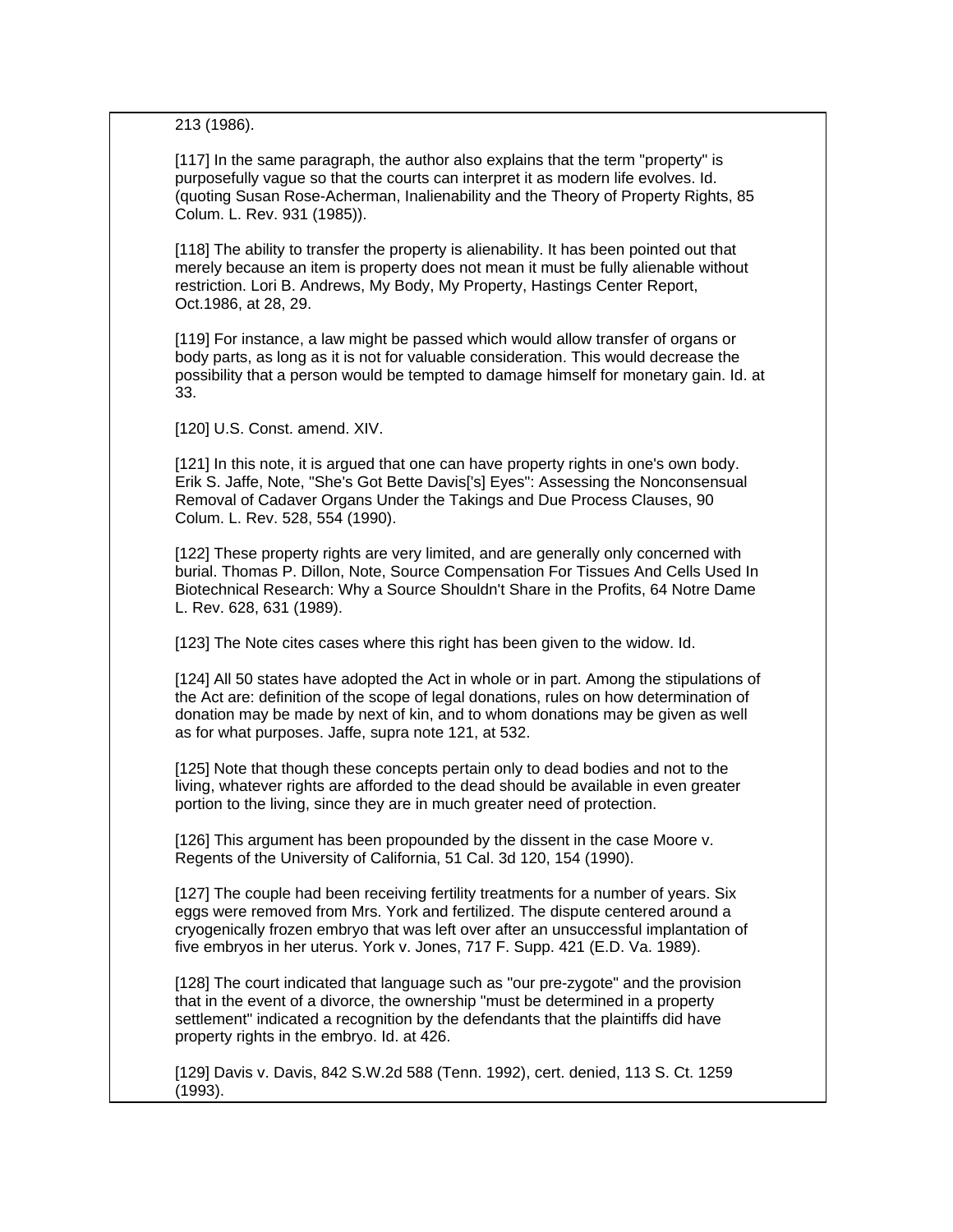213 (1986).

[117] In the same paragraph, the author also explains that the term "property" is purposefully vague so that the courts can interpret it as modern life evolves. Id. (quoting Susan Rose-Acherman, Inalienability and the Theory of Property Rights, 85 Colum. L. Rev. 931 (1985)).

[118] The ability to transfer the property is alienability. It has been pointed out that merely because an item is property does not mean it must be fully alienable without restriction. Lori B. Andrews, My Body, My Property, Hastings Center Report, Oct.1986, at 28, 29.

[119] For instance, a law might be passed which would allow transfer of organs or body parts, as long as it is not for valuable consideration. This would decrease the possibility that a person would be tempted to damage himself for monetary gain. Id. at 33.

[120] U.S. Const. amend. XIV.

[121] In this note, it is argued that one can have property rights in one's own body. Erik S. Jaffe, Note, "She's Got Bette Davis['s] Eyes": Assessing the Nonconsensual Removal of Cadaver Organs Under the Takings and Due Process Clauses, 90 Colum. L. Rev. 528, 554 (1990).

[122] These property rights are very limited, and are generally only concerned with burial. Thomas P. Dillon, Note, Source Compensation For Tissues And Cells Used In Biotechnical Research: Why a Source Shouldn't Share in the Profits, 64 Notre Dame L. Rev. 628, 631 (1989).

[123] The Note cites cases where this right has been given to the widow. Id.

[124] All 50 states have adopted the Act in whole or in part. Among the stipulations of the Act are: definition of the scope of legal donations, rules on how determination of donation may be made by next of kin, and to whom donations may be given as well as for what purposes. Jaffe, supra note 121, at 532.

[125] Note that though these concepts pertain only to dead bodies and not to the living, whatever rights are afforded to the dead should be available in even greater portion to the living, since they are in much greater need of protection.

[126] This argument has been propounded by the dissent in the case Moore v. Regents of the University of California, 51 Cal. 3d 120, 154 (1990).

[127] The couple had been receiving fertility treatments for a number of years. Six eggs were removed from Mrs. York and fertilized. The dispute centered around a cryogenically frozen embryo that was left over after an unsuccessful implantation of five embryos in her uterus. York v. Jones, 717 F. Supp. 421 (E.D. Va. 1989).

[128] The court indicated that language such as "our pre-zygote" and the provision that in the event of a divorce, the ownership "must be determined in a property settlement" indicated a recognition by the defendants that the plaintiffs did have property rights in the embryo. Id. at 426.

[129] Davis v. Davis, 842 S.W.2d 588 (Tenn. 1992), cert. denied, 113 S. Ct. 1259 (1993).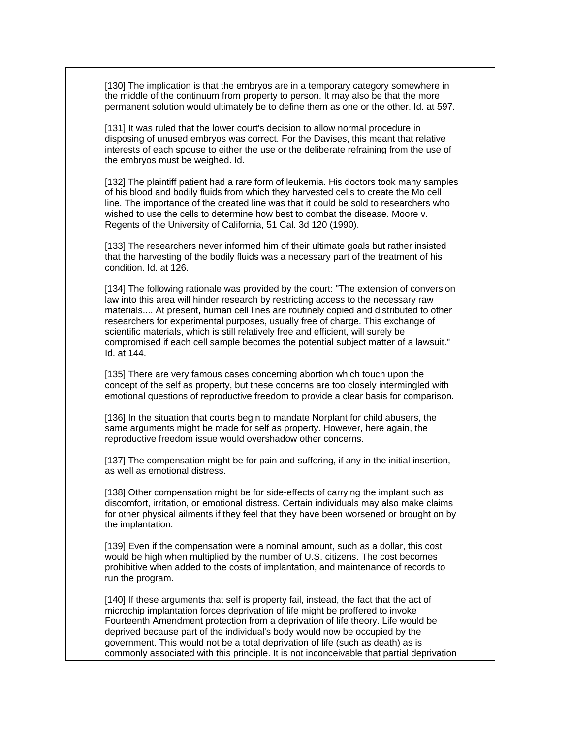[130] The implication is that the embryos are in a temporary category somewhere in the middle of the continuum from property to person. It may also be that the more permanent solution would ultimately be to define them as one or the other. Id. at 597.

[131] It was ruled that the lower court's decision to allow normal procedure in disposing of unused embryos was correct. For the Davises, this meant that relative interests of each spouse to either the use or the deliberate refraining from the use of the embryos must be weighed. Id.

[132] The plaintiff patient had a rare form of leukemia. His doctors took many samples of his blood and bodily fluids from which they harvested cells to create the Mo cell line. The importance of the created line was that it could be sold to researchers who wished to use the cells to determine how best to combat the disease. Moore v. Regents of the University of California, 51 Cal. 3d 120 (1990).

[133] The researchers never informed him of their ultimate goals but rather insisted that the harvesting of the bodily fluids was a necessary part of the treatment of his condition. Id. at 126.

[134] The following rationale was provided by the court: "The extension of conversion law into this area will hinder research by restricting access to the necessary raw materials.... At present, human cell lines are routinely copied and distributed to other researchers for experimental purposes, usually free of charge. This exchange of scientific materials, which is still relatively free and efficient, will surely be compromised if each cell sample becomes the potential subject matter of a lawsuit." Id. at 144.

[135] There are very famous cases concerning abortion which touch upon the concept of the self as property, but these concerns are too closely intermingled with emotional questions of reproductive freedom to provide a clear basis for comparison.

[136] In the situation that courts begin to mandate Norplant for child abusers, the same arguments might be made for self as property. However, here again, the reproductive freedom issue would overshadow other concerns.

[137] The compensation might be for pain and suffering, if any in the initial insertion, as well as emotional distress.

[138] Other compensation might be for side-effects of carrying the implant such as discomfort, irritation, or emotional distress. Certain individuals may also make claims for other physical ailments if they feel that they have been worsened or brought on by the implantation.

[139] Even if the compensation were a nominal amount, such as a dollar, this cost would be high when multiplied by the number of U.S. citizens. The cost becomes prohibitive when added to the costs of implantation, and maintenance of records to run the program.

[140] If these arguments that self is property fail, instead, the fact that the act of microchip implantation forces deprivation of life might be proffered to invoke Fourteenth Amendment protection from a deprivation of life theory. Life would be deprived because part of the individual's body would now be occupied by the government. This would not be a total deprivation of life (such as death) as is commonly associated with this principle. It is not inconceivable that partial deprivation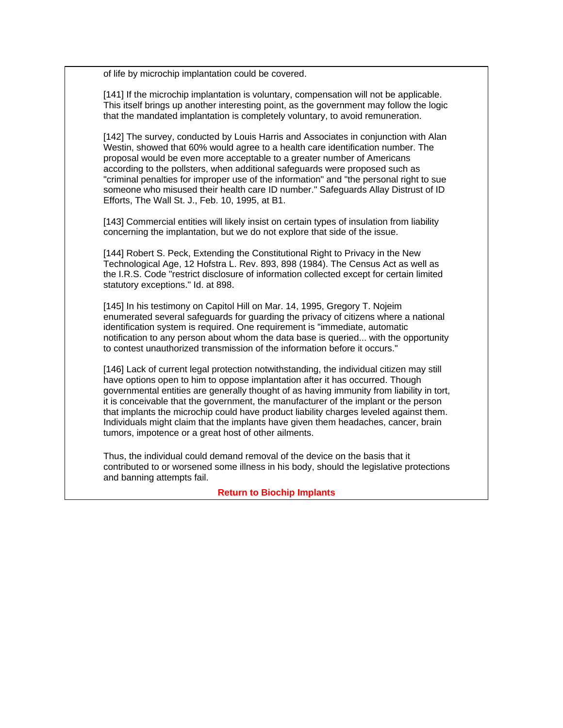of life by microchip implantation could be covered.

[141] If the microchip implantation is voluntary, compensation will not be applicable. This itself brings up another interesting point, as the government may follow the logic that the mandated implantation is completely voluntary, to avoid remuneration.

[142] The survey, conducted by Louis Harris and Associates in conjunction with Alan Westin, showed that 60% would agree to a health care identification number. The proposal would be even more acceptable to a greater number of Americans according to the pollsters, when additional safeguards were proposed such as "criminal penalties for improper use of the information" and "the personal right to sue someone who misused their health care ID number." Safeguards Allay Distrust of ID Efforts, The Wall St. J., Feb. 10, 1995, at B1.

[143] Commercial entities will likely insist on certain types of insulation from liability concerning the implantation, but we do not explore that side of the issue.

[144] Robert S. Peck, Extending the Constitutional Right to Privacy in the New Technological Age, 12 Hofstra L. Rev. 893, 898 (1984). The Census Act as well as the I.R.S. Code "restrict disclosure of information collected except for certain limited statutory exceptions." Id. at 898.

[145] In his testimony on Capitol Hill on Mar. 14, 1995, Gregory T. Nojeim enumerated several safeguards for guarding the privacy of citizens where a national identification system is required. One requirement is "immediate, automatic notification to any person about whom the data base is queried... with the opportunity to contest unauthorized transmission of the information before it occurs."

[146] Lack of current legal protection notwithstanding, the individual citizen may still have options open to him to oppose implantation after it has occurred. Though governmental entities are generally thought of as having immunity from liability in tort, it is conceivable that the government, the manufacturer of the implant or the person that implants the microchip could have product liability charges leveled against them. Individuals might claim that the implants have given them headaches, cancer, brain tumors, impotence or a great host of other ailments.

Thus, the individual could demand removal of the device on the basis that it contributed to or worsened some illness in his body, should the legislative protections and banning attempts fail.

**Return to Biochip Implants**